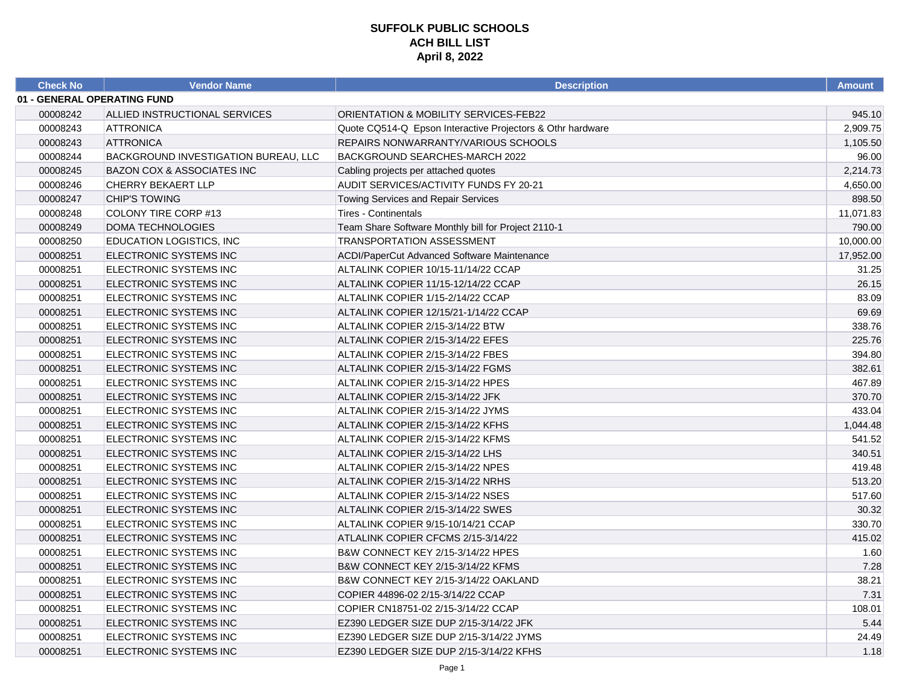# SUFFOLK PUBLIC SCHOOLS
## ACH BILL LIST
## April 8, 2022

| Check No | Vendor Name | Description | Amount |
|---|---|---|---|
| **01 - GENERAL OPERATING FUND** | | | |
| 00008242 | ALLIED INSTRUCTIONAL SERVICES | ORIENTATION & MOBILITY SERVICES-FEB22 | 945.10 |
| 00008243 | ATTRONICA | Quote CQ514-Q  Epson Interactive Projectors & Othr hardware | 2,909.75 |
| 00008243 | ATTRONICA | REPAIRS NONWARRANTY/VARIOUS SCHOOLS | 1,105.50 |
| 00008244 | BACKGROUND INVESTIGATION BUREAU, LLC | BACKGROUND SEARCHES-MARCH 2022 | 96.00 |
| 00008245 | BAZON COX & ASSOCIATES INC | Cabling projects per attached quotes | 2,214.73 |
| 00008246 | CHERRY BEKAERT LLP | AUDIT SERVICES/ACTIVITY FUNDS FY 20-21 | 4,650.00 |
| 00008247 | CHIP'S TOWING | Towing Services and Repair Services | 898.50 |
| 00008248 | COLONY TIRE CORP #13 | Tires - Continentals | 11,071.83 |
| 00008249 | DOMA TECHNOLOGIES | Team Share Software Monthly bill for Project 2110-1 | 790.00 |
| 00008250 | EDUCATION LOGISTICS, INC | TRANSPORTATION ASSESSMENT | 10,000.00 |
| 00008251 | ELECTRONIC SYSTEMS INC | ACDI/PaperCut Advanced Software Maintenance | 17,952.00 |
| 00008251 | ELECTRONIC SYSTEMS INC | ALTALINK COPIER 10/15-11/14/22 CCAP | 31.25 |
| 00008251 | ELECTRONIC SYSTEMS INC | ALTALINK COPIER 11/15-12/14/22 CCAP | 26.15 |
| 00008251 | ELECTRONIC SYSTEMS INC | ALTALINK COPIER 1/15-2/14/22 CCAP | 83.09 |
| 00008251 | ELECTRONIC SYSTEMS INC | ALTALINK COPIER 12/15/21-1/14/22 CCAP | 69.69 |
| 00008251 | ELECTRONIC SYSTEMS INC | ALTALINK COPIER 2/15-3/14/22 BTW | 338.76 |
| 00008251 | ELECTRONIC SYSTEMS INC | ALTALINK COPIER 2/15-3/14/22 EFES | 225.76 |
| 00008251 | ELECTRONIC SYSTEMS INC | ALTALINK COPIER 2/15-3/14/22 FBES | 394.80 |
| 00008251 | ELECTRONIC SYSTEMS INC | ALTALINK COPIER 2/15-3/14/22 FGMS | 382.61 |
| 00008251 | ELECTRONIC SYSTEMS INC | ALTALINK COPIER 2/15-3/14/22 HPES | 467.89 |
| 00008251 | ELECTRONIC SYSTEMS INC | ALTALINK COPIER 2/15-3/14/22 JFK | 370.70 |
| 00008251 | ELECTRONIC SYSTEMS INC | ALTALINK COPIER 2/15-3/14/22 JYMS | 433.04 |
| 00008251 | ELECTRONIC SYSTEMS INC | ALTALINK COPIER 2/15-3/14/22 KFHS | 1,044.48 |
| 00008251 | ELECTRONIC SYSTEMS INC | ALTALINK COPIER 2/15-3/14/22 KFMS | 541.52 |
| 00008251 | ELECTRONIC SYSTEMS INC | ALTALINK COPIER 2/15-3/14/22 LHS | 340.51 |
| 00008251 | ELECTRONIC SYSTEMS INC | ALTALINK COPIER 2/15-3/14/22 NPES | 419.48 |
| 00008251 | ELECTRONIC SYSTEMS INC | ALTALINK COPIER 2/15-3/14/22 NRHS | 513.20 |
| 00008251 | ELECTRONIC SYSTEMS INC | ALTALINK COPIER 2/15-3/14/22 NSES | 517.60 |
| 00008251 | ELECTRONIC SYSTEMS INC | ALTALINK COPIER 2/15-3/14/22 SWES | 30.32 |
| 00008251 | ELECTRONIC SYSTEMS INC | ALTALINK COPIER 9/15-10/14/21 CCAP | 330.70 |
| 00008251 | ELECTRONIC SYSTEMS INC | ATLALINK COPIER CFCMS 2/15-3/14/22 | 415.02 |
| 00008251 | ELECTRONIC SYSTEMS INC | B&W CONNECT KEY 2/15-3/14/22 HPES | 1.60 |
| 00008251 | ELECTRONIC SYSTEMS INC | B&W CONNECT KEY 2/15-3/14/22 KFMS | 7.28 |
| 00008251 | ELECTRONIC SYSTEMS INC | B&W CONNECT KEY 2/15-3/14/22 OAKLAND | 38.21 |
| 00008251 | ELECTRONIC SYSTEMS INC | COPIER 44896-02 2/15-3/14/22 CCAP | 7.31 |
| 00008251 | ELECTRONIC SYSTEMS INC | COPIER CN18751-02 2/15-3/14/22 CCAP | 108.01 |
| 00008251 | ELECTRONIC SYSTEMS INC | EZ390 LEDGER SIZE DUP 2/15-3/14/22 JFK | 5.44 |
| 00008251 | ELECTRONIC SYSTEMS INC | EZ390 LEDGER SIZE DUP 2/15-3/14/22 JYMS | 24.49 |
| 00008251 | ELECTRONIC SYSTEMS INC | EZ390 LEDGER SIZE DUP 2/15-3/14/22 KFHS | 1.18 |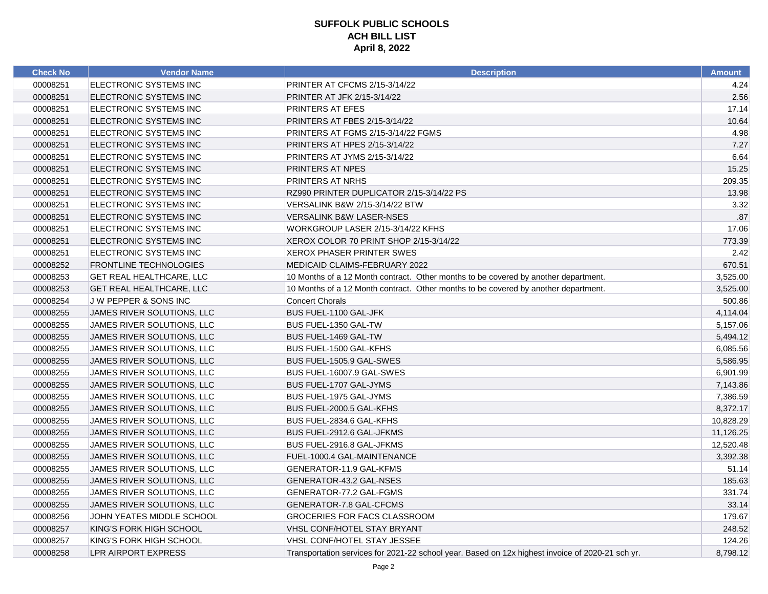**SUFFOLK PUBLIC SCHOOLS**
**ACH BILL LIST**
**April 8, 2022**

| Check No | Vendor Name | Description | Amount |
|---|---|---|---|
| 00008251 | ELECTRONIC SYSTEMS INC | PRINTER AT CFCMS 2/15-3/14/22 | 4.24 |
| 00008251 | ELECTRONIC SYSTEMS INC | PRINTER AT JFK 2/15-3/14/22 | 2.56 |
| 00008251 | ELECTRONIC SYSTEMS INC | PRINTERS AT EFES | 17.14 |
| 00008251 | ELECTRONIC SYSTEMS INC | PRINTERS AT FBES 2/15-3/14/22 | 10.64 |
| 00008251 | ELECTRONIC SYSTEMS INC | PRINTERS AT FGMS 2/15-3/14/22 FGMS | 4.98 |
| 00008251 | ELECTRONIC SYSTEMS INC | PRINTERS AT HPES 2/15-3/14/22 | 7.27 |
| 00008251 | ELECTRONIC SYSTEMS INC | PRINTERS AT JYMS 2/15-3/14/22 | 6.64 |
| 00008251 | ELECTRONIC SYSTEMS INC | PRINTERS AT NPES | 15.25 |
| 00008251 | ELECTRONIC SYSTEMS INC | PRINTERS AT NRHS | 209.35 |
| 00008251 | ELECTRONIC SYSTEMS INC | RZ990 PRINTER DUPLICATOR 2/15-3/14/22 PS | 13.98 |
| 00008251 | ELECTRONIC SYSTEMS INC | VERSALINK B&W 2/15-3/14/22 BTW | 3.32 |
| 00008251 | ELECTRONIC SYSTEMS INC | VERSALINK B&W LASER-NSES | .87 |
| 00008251 | ELECTRONIC SYSTEMS INC | WORKGROUP LASER 2/15-3/14/22 KFHS | 17.06 |
| 00008251 | ELECTRONIC SYSTEMS INC | XEROX COLOR 70 PRINT SHOP 2/15-3/14/22 | 773.39 |
| 00008251 | ELECTRONIC SYSTEMS INC | XEROX PHASER PRINTER SWES | 2.42 |
| 00008252 | FRONTLINE TECHNOLOGIES | MEDICAID CLAIMS-FEBRUARY 2022 | 670.51 |
| 00008253 | GET REAL HEALTHCARE, LLC | 10 Months of a 12 Month contract. Other months to be covered by another department. | 3,525.00 |
| 00008253 | GET REAL HEALTHCARE, LLC | 10 Months of a 12 Month contract. Other months to be covered by another department. | 3,525.00 |
| 00008254 | J W PEPPER & SONS INC | Concert Chorals | 500.86 |
| 00008255 | JAMES RIVER SOLUTIONS, LLC | BUS FUEL-1100 GAL-JFK | 4,114.04 |
| 00008255 | JAMES RIVER SOLUTIONS, LLC | BUS FUEL-1350 GAL-TW | 5,157.06 |
| 00008255 | JAMES RIVER SOLUTIONS, LLC | BUS FUEL-1469 GAL-TW | 5,494.12 |
| 00008255 | JAMES RIVER SOLUTIONS, LLC | BUS FUEL-1500 GAL-KFHS | 6,085.56 |
| 00008255 | JAMES RIVER SOLUTIONS, LLC | BUS FUEL-1505.9 GAL-SWES | 5,586.95 |
| 00008255 | JAMES RIVER SOLUTIONS, LLC | BUS FUEL-16007.9 GAL-SWES | 6,901.99 |
| 00008255 | JAMES RIVER SOLUTIONS, LLC | BUS FUEL-1707 GAL-JYMS | 7,143.86 |
| 00008255 | JAMES RIVER SOLUTIONS, LLC | BUS FUEL-1975 GAL-JYMS | 7,386.59 |
| 00008255 | JAMES RIVER SOLUTIONS, LLC | BUS FUEL-2000.5 GAL-KFHS | 8,372.17 |
| 00008255 | JAMES RIVER SOLUTIONS, LLC | BUS FUEL-2834.6 GAL-KFHS | 10,828.29 |
| 00008255 | JAMES RIVER SOLUTIONS, LLC | BUS FUEL-2912.6 GAL-JFKMS | 11,126.25 |
| 00008255 | JAMES RIVER SOLUTIONS, LLC | BUS FUEL-2916.8 GAL-JFKMS | 12,520.48 |
| 00008255 | JAMES RIVER SOLUTIONS, LLC | FUEL-1000.4 GAL-MAINTENANCE | 3,392.38 |
| 00008255 | JAMES RIVER SOLUTIONS, LLC | GENERATOR-11.9 GAL-KFMS | 51.14 |
| 00008255 | JAMES RIVER SOLUTIONS, LLC | GENERATOR-43.2 GAL-NSES | 185.63 |
| 00008255 | JAMES RIVER SOLUTIONS, LLC | GENERATOR-77.2 GAL-FGMS | 331.74 |
| 00008255 | JAMES RIVER SOLUTIONS, LLC | GENERATOR-7.8 GAL-CFCMS | 33.14 |
| 00008256 | JOHN YEATES MIDDLE SCHOOL | GROCERIES FOR FACS CLASSROOM | 179.67 |
| 00008257 | KING'S FORK HIGH SCHOOL | VHSL CONF/HOTEL STAY BRYANT | 248.52 |
| 00008257 | KING'S FORK HIGH SCHOOL | VHSL CONF/HOTEL STAY JESSEE | 124.26 |
| 00008258 | LPR AIRPORT EXPRESS | Transportation services for 2021-22 school year. Based on 12x highest invoice of 2020-21 sch yr. | 8,798.12 |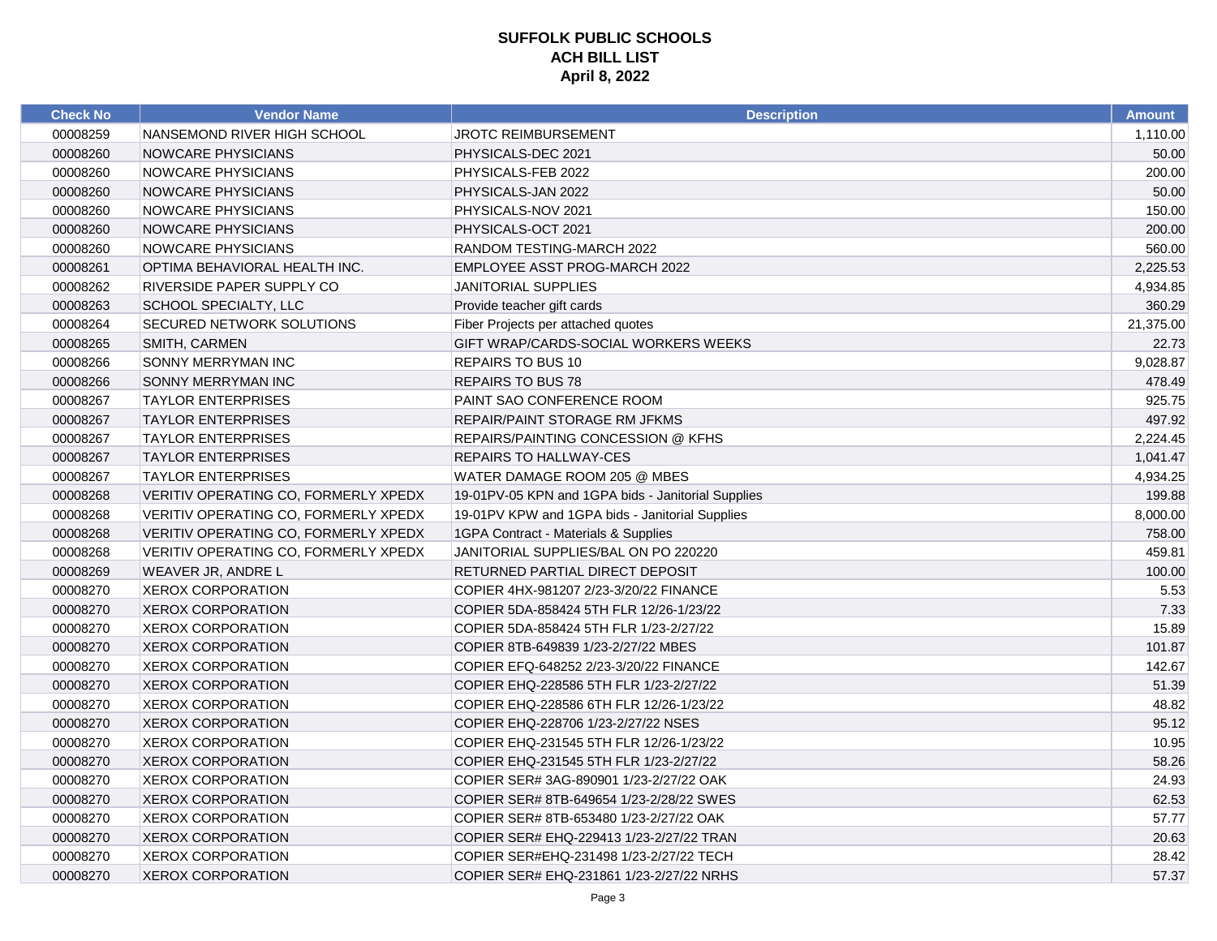**SUFFOLK PUBLIC SCHOOLS**
**ACH BILL LIST**
**April 8, 2022**

| Check No | Vendor Name | Description | Amount |
|---|---|---|---|
| 00008259 | NANSEMOND RIVER HIGH SCHOOL | JROTC REIMBURSEMENT | 1,110.00 |
| 00008260 | NOWCARE PHYSICIANS | PHYSICALS-DEC 2021 | 50.00 |
| 00008260 | NOWCARE PHYSICIANS | PHYSICALS-FEB 2022 | 200.00 |
| 00008260 | NOWCARE PHYSICIANS | PHYSICALS-JAN 2022 | 50.00 |
| 00008260 | NOWCARE PHYSICIANS | PHYSICALS-NOV 2021 | 150.00 |
| 00008260 | NOWCARE PHYSICIANS | PHYSICALS-OCT 2021 | 200.00 |
| 00008260 | NOWCARE PHYSICIANS | RANDOM TESTING-MARCH 2022 | 560.00 |
| 00008261 | OPTIMA BEHAVIORAL HEALTH INC. | EMPLOYEE ASST PROG-MARCH 2022 | 2,225.53 |
| 00008262 | RIVERSIDE PAPER SUPPLY CO | JANITORIAL SUPPLIES | 4,934.85 |
| 00008263 | SCHOOL SPECIALTY, LLC | Provide teacher gift cards | 360.29 |
| 00008264 | SECURED NETWORK SOLUTIONS | Fiber Projects per attached quotes | 21,375.00 |
| 00008265 | SMITH, CARMEN | GIFT WRAP/CARDS-SOCIAL WORKERS WEEKS | 22.73 |
| 00008266 | SONNY MERRYMAN INC | REPAIRS TO BUS 10 | 9,028.87 |
| 00008266 | SONNY MERRYMAN INC | REPAIRS TO BUS 78 | 478.49 |
| 00008267 | TAYLOR ENTERPRISES | PAINT SAO CONFERENCE ROOM | 925.75 |
| 00008267 | TAYLOR ENTERPRISES | REPAIR/PAINT STORAGE RM JFKMS | 497.92 |
| 00008267 | TAYLOR ENTERPRISES | REPAIRS/PAINTING CONCESSION @ KFHS | 2,224.45 |
| 00008267 | TAYLOR ENTERPRISES | REPAIRS TO HALLWAY-CES | 1,041.47 |
| 00008267 | TAYLOR ENTERPRISES | WATER DAMAGE ROOM 205 @ MBES | 4,934.25 |
| 00008268 | VERITIV OPERATING CO, FORMERLY XPEDX | 19-01PV-05 KPN and 1GPA bids - Janitorial Supplies | 199.88 |
| 00008268 | VERITIV OPERATING CO, FORMERLY XPEDX | 19-01PV KPW and 1GPA bids - Janitorial Supplies | 8,000.00 |
| 00008268 | VERITIV OPERATING CO, FORMERLY XPEDX | 1GPA Contract - Materials & Supplies | 758.00 |
| 00008268 | VERITIV OPERATING CO, FORMERLY XPEDX | JANITORIAL SUPPLIES/BAL ON PO 220220 | 459.81 |
| 00008269 | WEAVER JR, ANDRE L | RETURNED PARTIAL DIRECT DEPOSIT | 100.00 |
| 00008270 | XEROX CORPORATION | COPIER 4HX-981207 2/23-3/20/22 FINANCE | 5.53 |
| 00008270 | XEROX CORPORATION | COPIER 5DA-858424 5TH FLR 12/26-1/23/22 | 7.33 |
| 00008270 | XEROX CORPORATION | COPIER 5DA-858424 5TH FLR 1/23-2/27/22 | 15.89 |
| 00008270 | XEROX CORPORATION | COPIER 8TB-649839 1/23-2/27/22 MBES | 101.87 |
| 00008270 | XEROX CORPORATION | COPIER EFQ-648252 2/23-3/20/22 FINANCE | 142.67 |
| 00008270 | XEROX CORPORATION | COPIER EHQ-228586 5TH FLR 1/23-2/27/22 | 51.39 |
| 00008270 | XEROX CORPORATION | COPIER EHQ-228586 6TH FLR 12/26-1/23/22 | 48.82 |
| 00008270 | XEROX CORPORATION | COPIER EHQ-228706 1/23-2/27/22 NSES | 95.12 |
| 00008270 | XEROX CORPORATION | COPIER EHQ-231545 5TH FLR 12/26-1/23/22 | 10.95 |
| 00008270 | XEROX CORPORATION | COPIER EHQ-231545 5TH FLR 1/23-2/27/22 | 58.26 |
| 00008270 | XEROX CORPORATION | COPIER SER# 3AG-890901 1/23-2/27/22 OAK | 24.93 |
| 00008270 | XEROX CORPORATION | COPIER SER# 8TB-649654 1/23-2/28/22 SWES | 62.53 |
| 00008270 | XEROX CORPORATION | COPIER SER# 8TB-653480 1/23-2/27/22 OAK | 57.77 |
| 00008270 | XEROX CORPORATION | COPIER SER# EHQ-229413 1/23-2/27/22 TRAN | 20.63 |
| 00008270 | XEROX CORPORATION | COPIER SER#EHQ-231498 1/23-2/27/22 TECH | 28.42 |
| 00008270 | XEROX CORPORATION | COPIER SER# EHQ-231861 1/23-2/27/22 NRHS | 57.37 |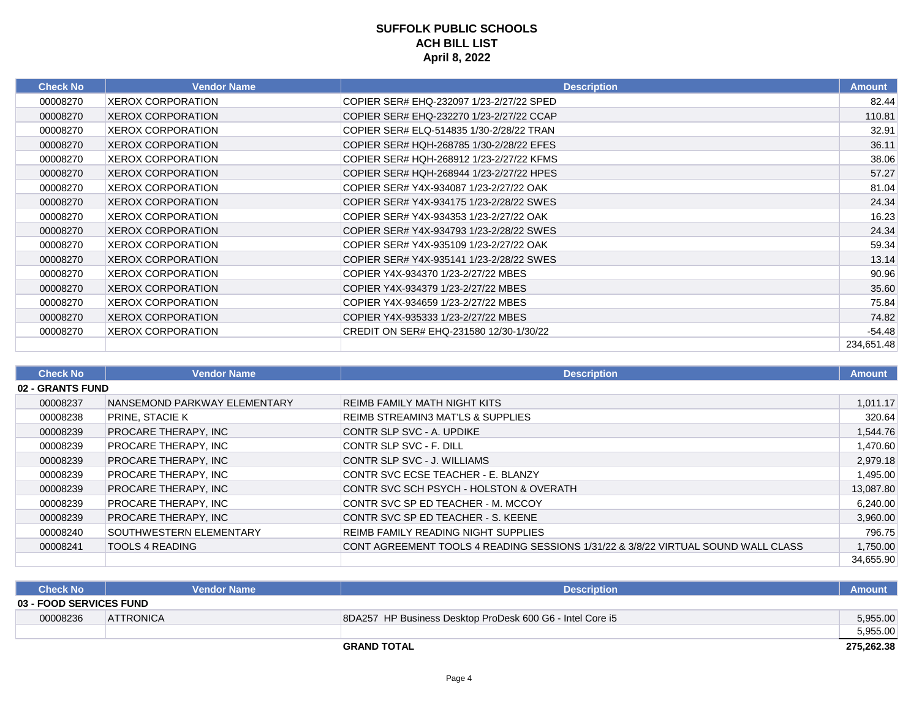# SUFFOLK PUBLIC SCHOOLS
## ACH BILL LIST
### April 8, 2022

| Check No | Vendor Name | Description | Amount |
|---|---|---|---|
| 00008270 | XEROX CORPORATION | COPIER SER# EHQ-232097 1/23-2/27/22 SPED | 82.44 |
| 00008270 | XEROX CORPORATION | COPIER SER# EHQ-232270 1/23-2/27/22 CCAP | 110.81 |
| 00008270 | XEROX CORPORATION | COPIER SER# ELQ-514835 1/30-2/28/22 TRAN | 32.91 |
| 00008270 | XEROX CORPORATION | COPIER SER# HQH-268785 1/30-2/28/22 EFES | 36.11 |
| 00008270 | XEROX CORPORATION | COPIER SER# HQH-268912 1/23-2/27/22 KFMS | 38.06 |
| 00008270 | XEROX CORPORATION | COPIER SER# HQH-268944 1/23-2/27/22 HPES | 57.27 |
| 00008270 | XEROX CORPORATION | COPIER SER# Y4X-934087 1/23-2/27/22 OAK | 81.04 |
| 00008270 | XEROX CORPORATION | COPIER SER# Y4X-934175 1/23-2/28/22 SWES | 24.34 |
| 00008270 | XEROX CORPORATION | COPIER SER# Y4X-934353 1/23-2/27/22 OAK | 16.23 |
| 00008270 | XEROX CORPORATION | COPIER SER# Y4X-934793 1/23-2/28/22 SWES | 24.34 |
| 00008270 | XEROX CORPORATION | COPIER SER# Y4X-935109 1/23-2/27/22 OAK | 59.34 |
| 00008270 | XEROX CORPORATION | COPIER SER# Y4X-935141 1/23-2/28/22 SWES | 13.14 |
| 00008270 | XEROX CORPORATION | COPIER Y4X-934370 1/23-2/27/22 MBES | 90.96 |
| 00008270 | XEROX CORPORATION | COPIER Y4X-934379 1/23-2/27/22 MBES | 35.60 |
| 00008270 | XEROX CORPORATION | COPIER Y4X-934659 1/23-2/27/22 MBES | 75.84 |
| 00008270 | XEROX CORPORATION | COPIER Y4X-935333 1/23-2/27/22 MBES | 74.82 |
| 00008270 | XEROX CORPORATION | CREDIT ON SER# EHQ-231580 12/30-1/30/22 | -54.48 |
| | | | 234,651.48 |

| Check No | Vendor Name | Description | Amount |
|---|---|---|---|
| **02 - GRANTS FUND** | | | |
| 00008237 | NANSEMOND PARKWAY ELEMENTARY | REIMB FAMILY MATH NIGHT KITS | 1,011.17 |
| 00008238 | PRINE, STACIE K | REIMB STREAMIN3 MAT'LS & SUPPLIES | 320.64 |
| 00008239 | PROCARE THERAPY, INC | CONTR SLP SVC - A. UPDIKE | 1,544.76 |
| 00008239 | PROCARE THERAPY, INC | CONTR SLP SVC - F. DILL | 1,470.60 |
| 00008239 | PROCARE THERAPY, INC | CONTR SLP SVC - J. WILLIAMS | 2,979.18 |
| 00008239 | PROCARE THERAPY, INC | CONTR SVC ECSE TEACHER - E. BLANZY | 1,495.00 |
| 00008239 | PROCARE THERAPY, INC | CONTR SVC SCH PSYCH - HOLSTON & OVERATH | 13,087.80 |
| 00008239 | PROCARE THERAPY, INC | CONTR SVC SP ED TEACHER - M. MCCOY | 6,240.00 |
| 00008239 | PROCARE THERAPY, INC | CONTR SVC SP ED TEACHER - S. KEENE | 3,960.00 |
| 00008240 | SOUTHWESTERN ELEMENTARY | REIMB FAMILY READING NIGHT SUPPLIES | 796.75 |
| 00008241 | TOOLS 4 READING | CONT AGREEMENT TOOLS 4 READING SESSIONS 1/31/22 & 3/8/22 VIRTUAL SOUND WALL CLASS | 1,750.00 |
| | | | 34,655.90 |

| Check No | Vendor Name | Description | Amount |
|---|---|---|---|
| **03 - FOOD SERVICES FUND** | | | |
| 00008236 | ATTRONICA | 8DA257 HP Business Desktop ProDesk 600 G6 - Intel Core i5 | 5,955.00 |
| | | | 5,955.00 |
| | | **GRAND TOTAL** | **275,262.38** |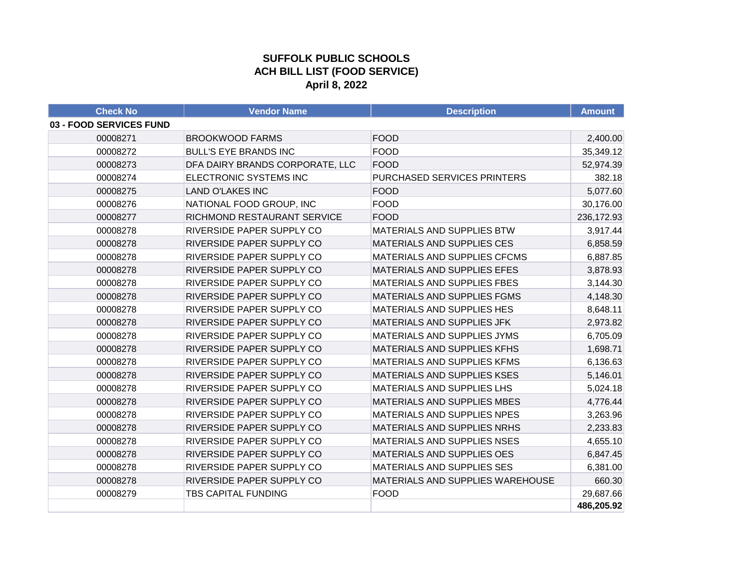# SUFFOLK PUBLIC SCHOOLS
## ACH BILL LIST (FOOD SERVICE)
### April 8, 2022

| Check No | Vendor Name | Description | Amount |
|---|---|---|---|
| **03 - FOOD SERVICES FUND** | | | |
| 00008271 | BROOKWOOD FARMS | FOOD | 2,400.00 |
| 00008272 | BULL'S EYE BRANDS INC | FOOD | 35,349.12 |
| 00008273 | DFA DAIRY BRANDS CORPORATE, LLC | FOOD | 52,974.39 |
| 00008274 | ELECTRONIC SYSTEMS INC | PURCHASED SERVICES PRINTERS | 382.18 |
| 00008275 | LAND O'LAKES INC | FOOD | 5,077.60 |
| 00008276 | NATIONAL FOOD GROUP, INC | FOOD | 30,176.00 |
| 00008277 | RICHMOND RESTAURANT SERVICE | FOOD | 236,172.93 |
| 00008278 | RIVERSIDE PAPER SUPPLY CO | MATERIALS AND SUPPLIES BTW | 3,917.44 |
| 00008278 | RIVERSIDE PAPER SUPPLY CO | MATERIALS AND SUPPLIES CES | 6,858.59 |
| 00008278 | RIVERSIDE PAPER SUPPLY CO | MATERIALS AND SUPPLIES CFCMS | 6,887.85 |
| 00008278 | RIVERSIDE PAPER SUPPLY CO | MATERIALS AND SUPPLIES EFES | 3,878.93 |
| 00008278 | RIVERSIDE PAPER SUPPLY CO | MATERIALS AND SUPPLIES FBES | 3,144.30 |
| 00008278 | RIVERSIDE PAPER SUPPLY CO | MATERIALS AND SUPPLIES FGMS | 4,148.30 |
| 00008278 | RIVERSIDE PAPER SUPPLY CO | MATERIALS AND SUPPLIES HES | 8,648.11 |
| 00008278 | RIVERSIDE PAPER SUPPLY CO | MATERIALS AND SUPPLIES JFK | 2,973.82 |
| 00008278 | RIVERSIDE PAPER SUPPLY CO | MATERIALS AND SUPPLIES JYMS | 6,705.09 |
| 00008278 | RIVERSIDE PAPER SUPPLY CO | MATERIALS AND SUPPLIES KFHS | 1,698.71 |
| 00008278 | RIVERSIDE PAPER SUPPLY CO | MATERIALS AND SUPPLIES KFMS | 6,136.63 |
| 00008278 | RIVERSIDE PAPER SUPPLY CO | MATERIALS AND SUPPLIES KSES | 5,146.01 |
| 00008278 | RIVERSIDE PAPER SUPPLY CO | MATERIALS AND SUPPLIES LHS | 5,024.18 |
| 00008278 | RIVERSIDE PAPER SUPPLY CO | MATERIALS AND SUPPLIES MBES | 4,776.44 |
| 00008278 | RIVERSIDE PAPER SUPPLY CO | MATERIALS AND SUPPLIES NPES | 3,263.96 |
| 00008278 | RIVERSIDE PAPER SUPPLY CO | MATERIALS AND SUPPLIES NRHS | 2,233.83 |
| 00008278 | RIVERSIDE PAPER SUPPLY CO | MATERIALS AND SUPPLIES NSES | 4,655.10 |
| 00008278 | RIVERSIDE PAPER SUPPLY CO | MATERIALS AND SUPPLIES OES | 6,847.45 |
| 00008278 | RIVERSIDE PAPER SUPPLY CO | MATERIALS AND SUPPLIES SES | 6,381.00 |
| 00008278 | RIVERSIDE PAPER SUPPLY CO | MATERIALS AND SUPPLIES WAREHOUSE | 660.30 |
| 00008279 | TBS CAPITAL FUNDING | FOOD | 29,687.66 |
| | | | **486,205.92** |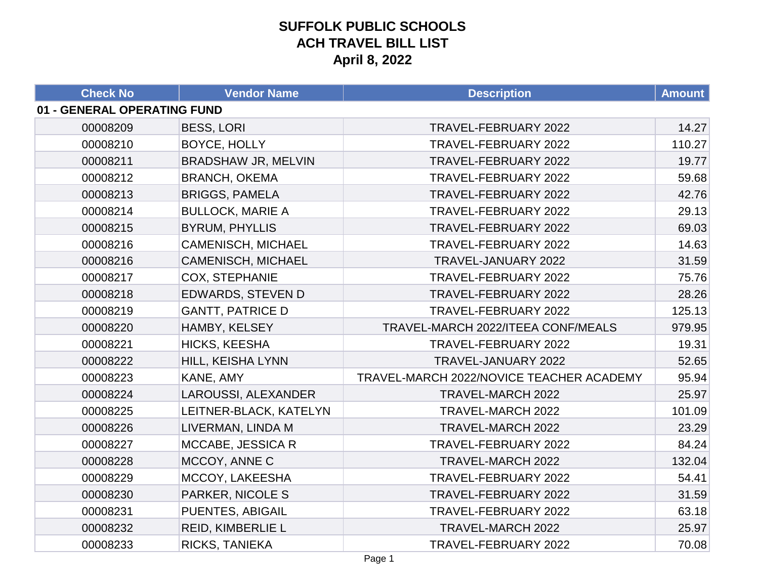# SUFFOLK PUBLIC SCHOOLS
## ACH TRAVEL BILL LIST
## April 8, 2022

| Check No | Vendor Name | Description | Amount |
|---|---|---|---|
| **01 - GENERAL OPERATING FUND** | | | |
| 00008209 | BESS, LORI | TRAVEL-FEBRUARY 2022 | 14.27 |
| 00008210 | BOYCE, HOLLY | TRAVEL-FEBRUARY 2022 | 110.27 |
| 00008211 | BRADSHAW JR, MELVIN | TRAVEL-FEBRUARY 2022 | 19.77 |
| 00008212 | BRANCH, OKEMA | TRAVEL-FEBRUARY 2022 | 59.68 |
| 00008213 | BRIGGS, PAMELA | TRAVEL-FEBRUARY 2022 | 42.76 |
| 00008214 | BULLOCK, MARIE A | TRAVEL-FEBRUARY 2022 | 29.13 |
| 00008215 | BYRUM, PHYLLIS | TRAVEL-FEBRUARY 2022 | 69.03 |
| 00008216 | CAMENISCH, MICHAEL | TRAVEL-FEBRUARY 2022 | 14.63 |
| 00008216 | CAMENISCH, MICHAEL | TRAVEL-JANUARY 2022 | 31.59 |
| 00008217 | COX, STEPHANIE | TRAVEL-FEBRUARY 2022 | 75.76 |
| 00008218 | EDWARDS, STEVEN D | TRAVEL-FEBRUARY 2022 | 28.26 |
| 00008219 | GANTT, PATRICE D | TRAVEL-FEBRUARY 2022 | 125.13 |
| 00008220 | HAMBY, KELSEY | TRAVEL-MARCH 2022/ITEEA CONF/MEALS | 979.95 |
| 00008221 | HICKS, KEESHA | TRAVEL-FEBRUARY 2022 | 19.31 |
| 00008222 | HILL, KEISHA LYNN | TRAVEL-JANUARY 2022 | 52.65 |
| 00008223 | KANE, AMY | TRAVEL-MARCH 2022/NOVICE TEACHER ACADEMY | 95.94 |
| 00008224 | LAROUSSI, ALEXANDER | TRAVEL-MARCH 2022 | 25.97 |
| 00008225 | LEITNER-BLACK, KATELYN | TRAVEL-MARCH 2022 | 101.09 |
| 00008226 | LIVERMAN, LINDA M | TRAVEL-MARCH 2022 | 23.29 |
| 00008227 | MCCABE, JESSICA R | TRAVEL-FEBRUARY 2022 | 84.24 |
| 00008228 | MCCOY, ANNE C | TRAVEL-MARCH 2022 | 132.04 |
| 00008229 | MCCOY, LAKEESHA | TRAVEL-FEBRUARY 2022 | 54.41 |
| 00008230 | PARKER, NICOLE S | TRAVEL-FEBRUARY 2022 | 31.59 |
| 00008231 | PUENTES, ABIGAIL | TRAVEL-FEBRUARY 2022 | 63.18 |
| 00008232 | REID, KIMBERLIE L | TRAVEL-MARCH 2022 | 25.97 |
| 00008233 | RICKS, TANIEKA | TRAVEL-FEBRUARY 2022 | 70.08 |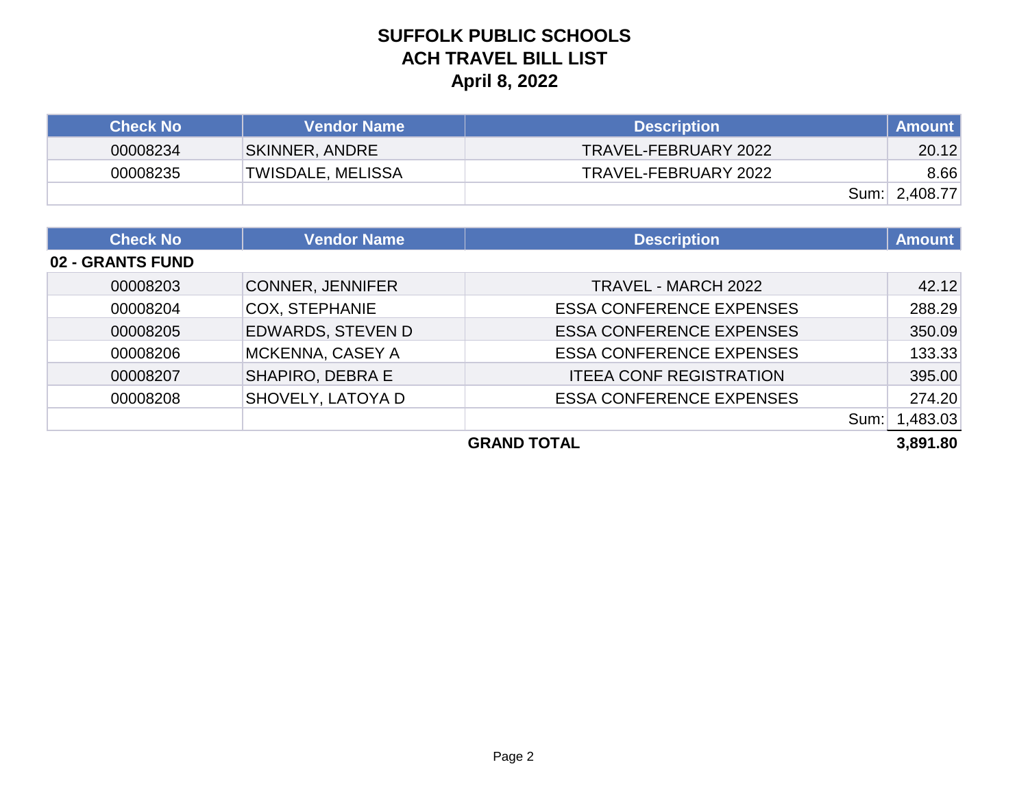# SUFFOLK PUBLIC SCHOOLS
# ACH TRAVEL BILL LIST
# April 8, 2022

| Check No | Vendor Name | Description | Amount |
|---|---|---|---|
| 00008234 | SKINNER, ANDRE | TRAVEL-FEBRUARY 2022 | 20.12 |
| 00008235 | TWISDALE, MELISSA | TRAVEL-FEBRUARY 2022 | 8.66 |
| | | Sum: | 2,408.77 |

| Check No | Vendor Name | Description | Amount |
|---|---|---|---|
| **02 - GRANTS FUND** | | | |
| 00008203 | CONNER, JENNIFER | TRAVEL - MARCH 2022 | 42.12 |
| 00008204 | COX, STEPHANIE | ESSA CONFERENCE EXPENSES | 288.29 |
| 00008205 | EDWARDS, STEVEN D | ESSA CONFERENCE EXPENSES | 350.09 |
| 00008206 | MCKENNA, CASEY A | ESSA CONFERENCE EXPENSES | 133.33 |
| 00008207 | SHAPIRO, DEBRA E | ITEEA CONF REGISTRATION | 395.00 |
| 00008208 | SHOVELY, LATOYA D | ESSA CONFERENCE EXPENSES | 274.20 |
| | | Sum: | 1,483.03 |
| | | **GRAND TOTAL** | **3,891.80** |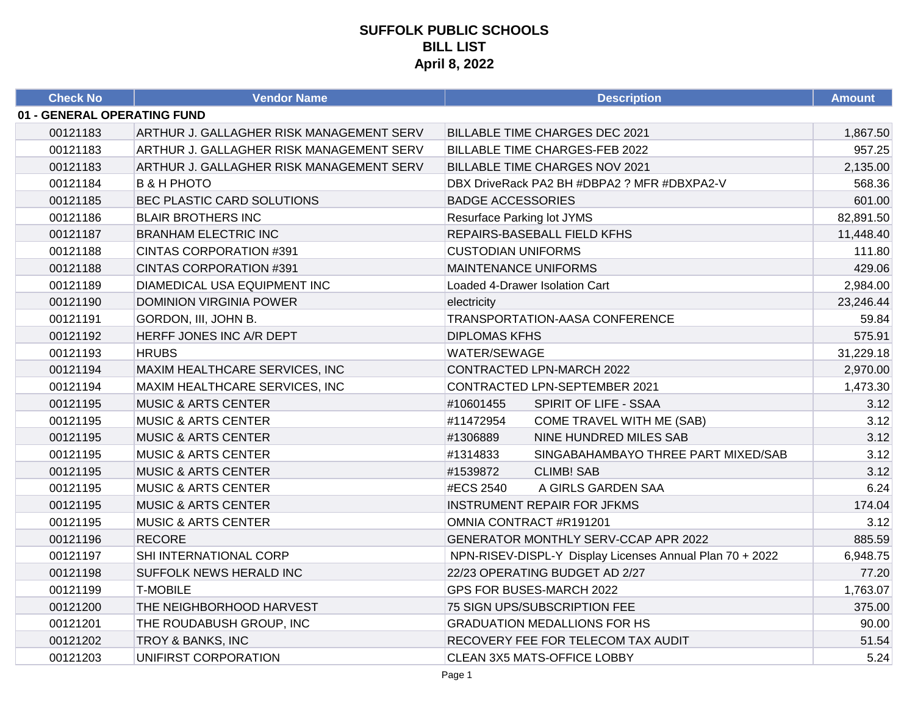# SUFFOLK PUBLIC SCHOOLS
## BILL LIST
### April 8, 2022

| Check No | Vendor Name | Description | Amount |
|---|---|---|---|
| **01 - GENERAL OPERATING FUND** | | | |
| 00121183 | ARTHUR J. GALLAGHER RISK MANAGEMENT SERV | BILLABLE TIME CHARGES DEC 2021 | 1,867.50 |
| 00121183 | ARTHUR J. GALLAGHER RISK MANAGEMENT SERV | BILLABLE TIME CHARGES-FEB 2022 | 957.25 |
| 00121183 | ARTHUR J. GALLAGHER RISK MANAGEMENT SERV | BILLABLE TIME CHARGES NOV 2021 | 2,135.00 |
| 00121184 | B & H PHOTO | DBX DriveRack PA2 BH #DBPA2 ? MFR #DBXPA2-V | 568.36 |
| 00121185 | BEC PLASTIC CARD SOLUTIONS | BADGE ACCESSORIES | 601.00 |
| 00121186 | BLAIR BROTHERS INC | Resurface Parking lot JYMS | 82,891.50 |
| 00121187 | BRANHAM ELECTRIC INC | REPAIRS-BASEBALL FIELD KFHS | 11,448.40 |
| 00121188 | CINTAS CORPORATION #391 | CUSTODIAN UNIFORMS | 111.80 |
| 00121188 | CINTAS CORPORATION #391 | MAINTENANCE UNIFORMS | 429.06 |
| 00121189 | DIAMEDICAL USA EQUIPMENT INC | Loaded 4-Drawer Isolation Cart | 2,984.00 |
| 00121190 | DOMINION VIRGINIA POWER | electricity | 23,246.44 |
| 00121191 | GORDON, III, JOHN B. | TRANSPORTATION-AASA CONFERENCE | 59.84 |
| 00121192 | HERFF JONES INC A/R DEPT | DIPLOMAS KFHS | 575.91 |
| 00121193 | HRUBS | WATER/SEWAGE | 31,229.18 |
| 00121194 | MAXIM HEALTHCARE SERVICES, INC | CONTRACTED LPN-MARCH 2022 | 2,970.00 |
| 00121194 | MAXIM HEALTHCARE SERVICES, INC | CONTRACTED LPN-SEPTEMBER 2021 | 1,473.30 |
| 00121195 | MUSIC & ARTS CENTER | #10601455 SPIRIT OF LIFE - SSAA | 3.12 |
| 00121195 | MUSIC & ARTS CENTER | #11472954 COME TRAVEL WITH ME (SAB) | 3.12 |
| 00121195 | MUSIC & ARTS CENTER | #1306889 NINE HUNDRED MILES SAB | 3.12 |
| 00121195 | MUSIC & ARTS CENTER | #1314833 SINGABAHAMBAYO THREE PART MIXED/SAB | 3.12 |
| 00121195 | MUSIC & ARTS CENTER | #1539872 CLIMB! SAB | 3.12 |
| 00121195 | MUSIC & ARTS CENTER | #ECS 2540 A GIRLS GARDEN SAA | 6.24 |
| 00121195 | MUSIC & ARTS CENTER | INSTRUMENT REPAIR FOR JFKMS | 174.04 |
| 00121195 | MUSIC & ARTS CENTER | OMNIA CONTRACT #R191201 | 3.12 |
| 00121196 | RECORE | GENERATOR MONTHLY SERV-CCAP APR 2022 | 885.59 |
| 00121197 | SHI INTERNATIONAL CORP | NPN-RISEV-DISPL-Y Display Licenses Annual Plan 70 + 2022 | 6,948.75 |
| 00121198 | SUFFOLK NEWS HERALD INC | 22/23 OPERATING BUDGET AD 2/27 | 77.20 |
| 00121199 | T-MOBILE | GPS FOR BUSES-MARCH 2022 | 1,763.07 |
| 00121200 | THE NEIGHBORHOOD HARVEST | 75 SIGN UPS/SUBSCRIPTION FEE | 375.00 |
| 00121201 | THE ROUDABUSH GROUP, INC | GRADUATION MEDALLIONS FOR HS | 90.00 |
| 00121202 | TROY & BANKS, INC | RECOVERY FEE FOR TELECOM TAX AUDIT | 51.54 |
| 00121203 | UNIFIRST CORPORATION | CLEAN 3X5 MATS-OFFICE LOBBY | 5.24 |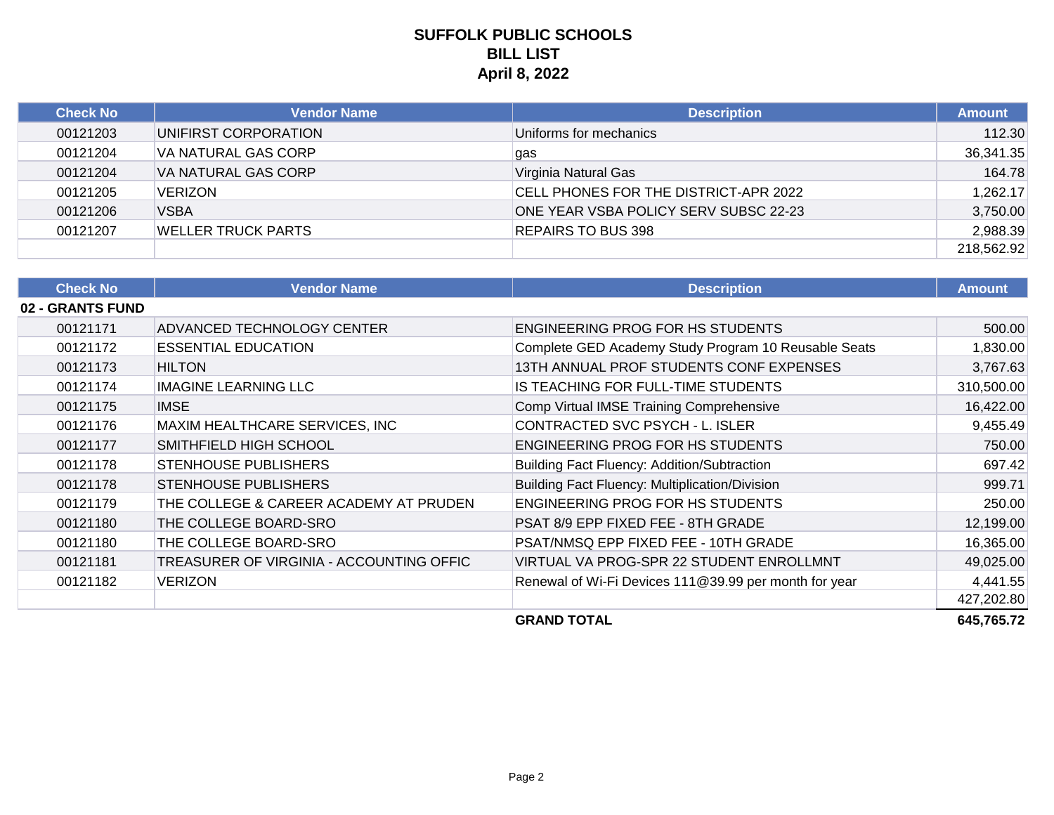# SUFFOLK PUBLIC SCHOOLS
## BILL LIST
### April 8, 2022

| Check No | Vendor Name | Description | Amount |
|---|---|---|---|
| 00121203 | UNIFIRST CORPORATION | Uniforms for mechanics | 112.30 |
| 00121204 | VA NATURAL GAS CORP | gas | 36,341.35 |
| 00121204 | VA NATURAL GAS CORP | Virginia Natural Gas | 164.78 |
| 00121205 | VERIZON | CELL PHONES FOR THE DISTRICT-APR 2022 | 1,262.17 |
| 00121206 | VSBA | ONE YEAR VSBA POLICY SERV SUBSC 22-23 | 3,750.00 |
| 00121207 | WELLER TRUCK PARTS | REPAIRS TO BUS 398 | 2,988.39 |
| | | | 218,562.92 |

| Check No | Vendor Name | Description | Amount |
|---|---|---|---|
| **02 - GRANTS FUND** | | | |
| 00121171 | ADVANCED TECHNOLOGY CENTER | ENGINEERING PROG FOR HS STUDENTS | 500.00 |
| 00121172 | ESSENTIAL EDUCATION | Complete GED Academy Study Program 10 Reusable Seats | 1,830.00 |
| 00121173 | HILTON | 13TH ANNUAL PROF STUDENTS CONF EXPENSES | 3,767.63 |
| 00121174 | IMAGINE LEARNING LLC | IS TEACHING FOR FULL-TIME STUDENTS | 310,500.00 |
| 00121175 | IMSE | Comp Virtual IMSE Training Comprehensive | 16,422.00 |
| 00121176 | MAXIM HEALTHCARE SERVICES, INC | CONTRACTED SVC PSYCH - L. ISLER | 9,455.49 |
| 00121177 | SMITHFIELD HIGH SCHOOL | ENGINEERING PROG FOR HS STUDENTS | 750.00 |
| 00121178 | STENHOUSE PUBLISHERS | Building Fact Fluency: Addition/Subtraction | 697.42 |
| 00121178 | STENHOUSE PUBLISHERS | Building Fact Fluency: Multiplication/Division | 999.71 |
| 00121179 | THE COLLEGE & CAREER ACADEMY AT PRUDEN | ENGINEERING PROG FOR HS STUDENTS | 250.00 |
| 00121180 | THE COLLEGE BOARD-SRO | PSAT 8/9 EPP FIXED FEE - 8TH GRADE | 12,199.00 |
| 00121180 | THE COLLEGE BOARD-SRO | PSAT/NMSQ EPP FIXED FEE - 10TH GRADE | 16,365.00 |
| 00121181 | TREASURER OF VIRGINIA - ACCOUNTING OFFIC | VIRTUAL VA PROG-SPR 22 STUDENT ENROLLMNT | 49,025.00 |
| 00121182 | VERIZON | Renewal of Wi-Fi Devices 111@39.99 per month for year | 4,441.55 |
| | | | 427,202.80 |
| | | **GRAND TOTAL** | **645,765.72** |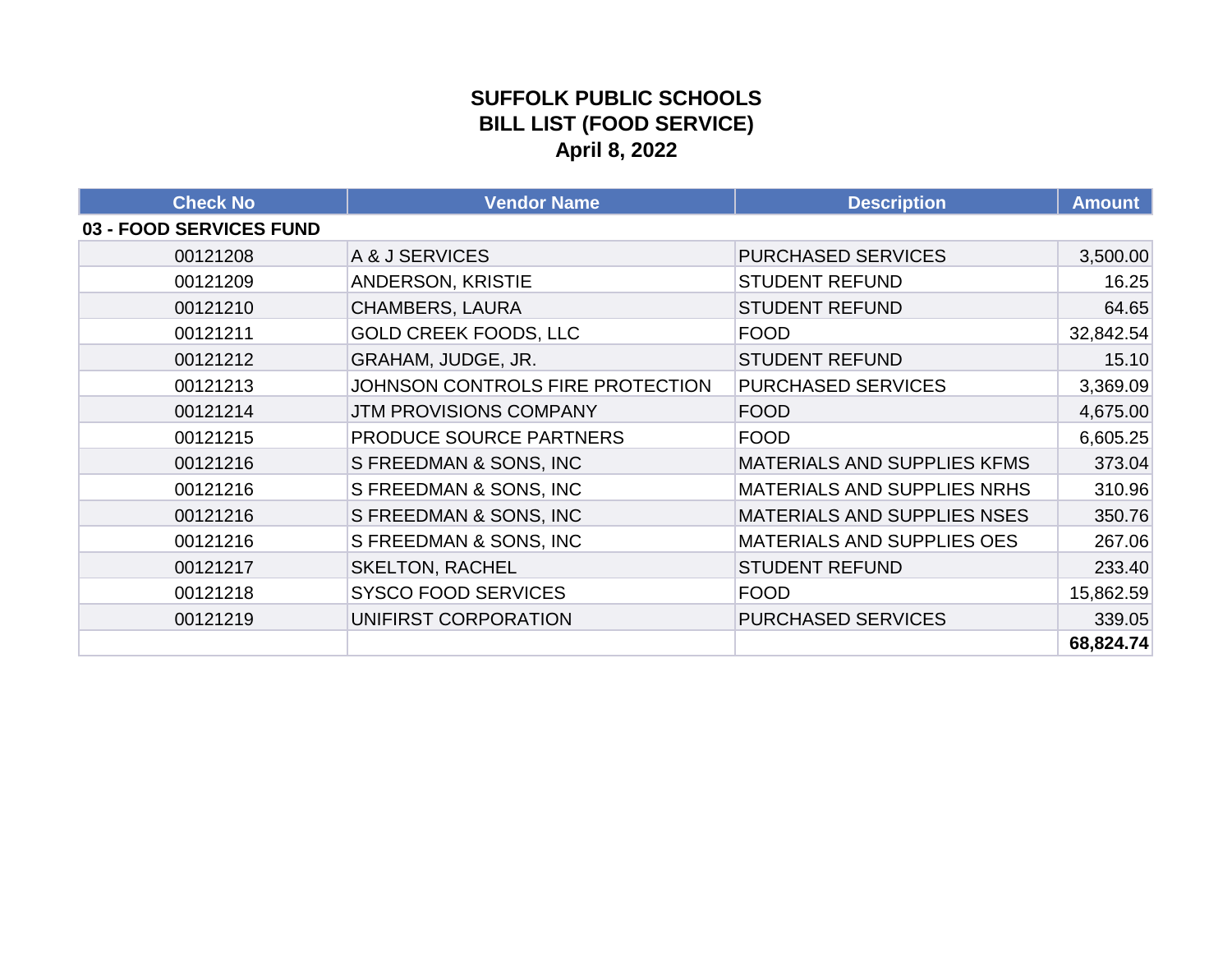# SUFFOLK PUBLIC SCHOOLS
## BILL LIST (FOOD SERVICE)
### April 8, 2022

| Check No | Vendor Name | Description | Amount |
|---|---|---|---|
| **03 - FOOD SERVICES FUND** | | | |
| 00121208 | A & J SERVICES | PURCHASED SERVICES | 3,500.00 |
| 00121209 | ANDERSON, KRISTIE | STUDENT REFUND | 16.25 |
| 00121210 | CHAMBERS, LAURA | STUDENT REFUND | 64.65 |
| 00121211 | GOLD CREEK FOODS, LLC | FOOD | 32,842.54 |
| 00121212 | GRAHAM, JUDGE, JR. | STUDENT REFUND | 15.10 |
| 00121213 | JOHNSON CONTROLS FIRE PROTECTION | PURCHASED SERVICES | 3,369.09 |
| 00121214 | JTM PROVISIONS COMPANY | FOOD | 4,675.00 |
| 00121215 | PRODUCE SOURCE PARTNERS | FOOD | 6,605.25 |
| 00121216 | S FREEDMAN & SONS, INC | MATERIALS AND SUPPLIES KFMS | 373.04 |
| 00121216 | S FREEDMAN & SONS, INC | MATERIALS AND SUPPLIES NRHS | 310.96 |
| 00121216 | S FREEDMAN & SONS, INC | MATERIALS AND SUPPLIES NSES | 350.76 |
| 00121216 | S FREEDMAN & SONS, INC | MATERIALS AND SUPPLIES OES | 267.06 |
| 00121217 | SKELTON, RACHEL | STUDENT REFUND | 233.40 |
| 00121218 | SYSCO FOOD SERVICES | FOOD | 15,862.59 |
| 00121219 | UNIFIRST CORPORATION | PURCHASED SERVICES | 339.05 |
| | | | **68,824.74** |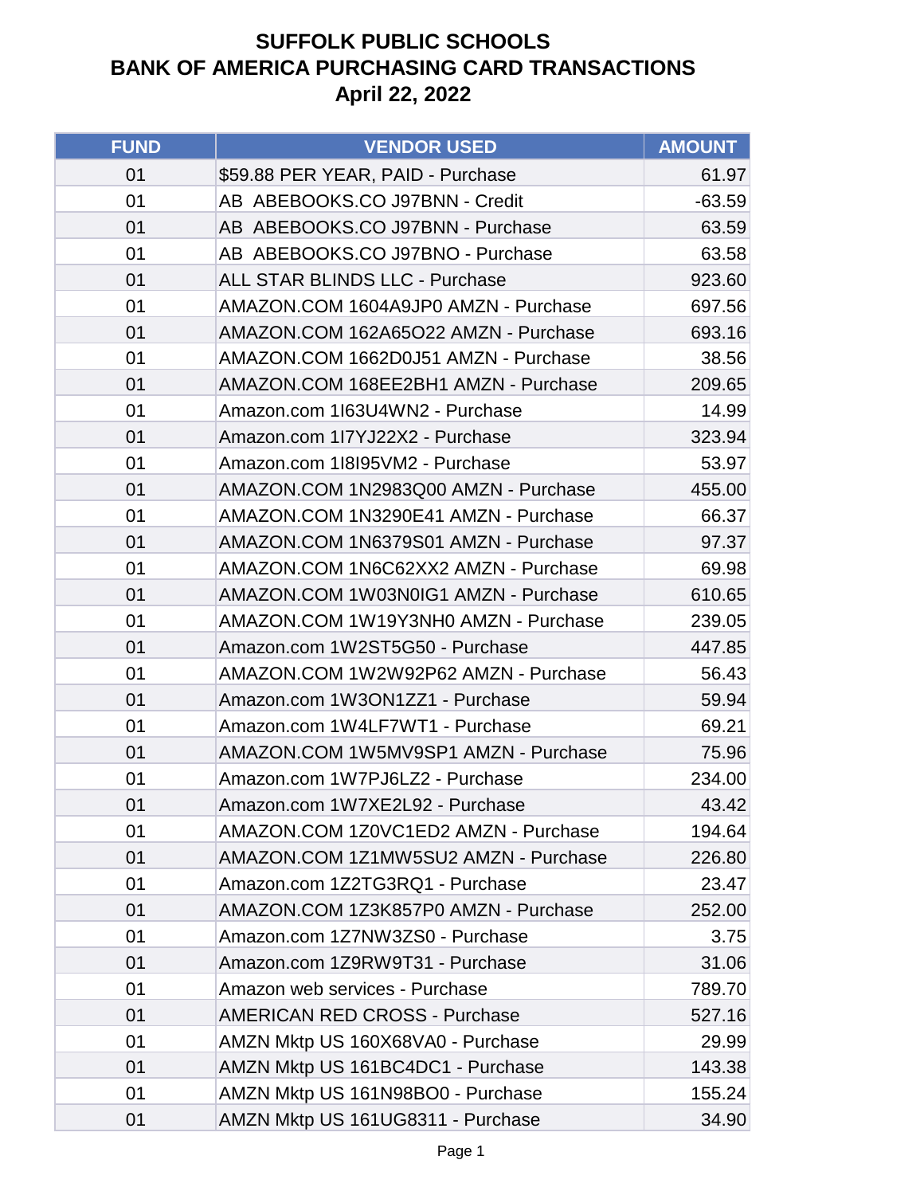# SUFFOLK PUBLIC SCHOOLS
# BANK OF AMERICA PURCHASING CARD TRANSACTIONS
# April 22, 2022

| FUND | VENDOR USED | AMOUNT |
|---|---|---|
| 01 | $59.88 PER YEAR, PAID - Purchase | 61.97 |
| 01 | AB  ABEBOOKS.CO J97BNN - Credit | -63.59 |
| 01 | AB  ABEBOOKS.CO J97BNN - Purchase | 63.59 |
| 01 | AB  ABEBOOKS.CO J97BNO - Purchase | 63.58 |
| 01 | ALL STAR BLINDS LLC - Purchase | 923.60 |
| 01 | AMAZON.COM 1604A9JP0 AMZN - Purchase | 697.56 |
| 01 | AMAZON.COM 162A65O22 AMZN - Purchase | 693.16 |
| 01 | AMAZON.COM 1662D0J51 AMZN - Purchase | 38.56 |
| 01 | AMAZON.COM 168EE2BH1 AMZN - Purchase | 209.65 |
| 01 | Amazon.com 1I63U4WN2 - Purchase | 14.99 |
| 01 | Amazon.com 1I7YJ22X2 - Purchase | 323.94 |
| 01 | Amazon.com 1I8I95VM2 - Purchase | 53.97 |
| 01 | AMAZON.COM 1N2983Q00 AMZN - Purchase | 455.00 |
| 01 | AMAZON.COM 1N3290E41 AMZN - Purchase | 66.37 |
| 01 | AMAZON.COM 1N6379S01 AMZN - Purchase | 97.37 |
| 01 | AMAZON.COM 1N6C62XX2 AMZN - Purchase | 69.98 |
| 01 | AMAZON.COM 1W03N0IG1 AMZN - Purchase | 610.65 |
| 01 | AMAZON.COM 1W19Y3NH0 AMZN - Purchase | 239.05 |
| 01 | Amazon.com 1W2ST5G50 - Purchase | 447.85 |
| 01 | AMAZON.COM 1W2W92P62 AMZN - Purchase | 56.43 |
| 01 | Amazon.com 1W3ON1ZZ1 - Purchase | 59.94 |
| 01 | Amazon.com 1W4LF7WT1 - Purchase | 69.21 |
| 01 | AMAZON.COM 1W5MV9SP1 AMZN - Purchase | 75.96 |
| 01 | Amazon.com 1W7PJ6LZ2 - Purchase | 234.00 |
| 01 | Amazon.com 1W7XE2L92 - Purchase | 43.42 |
| 01 | AMAZON.COM 1Z0VC1ED2 AMZN - Purchase | 194.64 |
| 01 | AMAZON.COM 1Z1MW5SU2 AMZN - Purchase | 226.80 |
| 01 | Amazon.com 1Z2TG3RQ1 - Purchase | 23.47 |
| 01 | AMAZON.COM 1Z3K857P0 AMZN - Purchase | 252.00 |
| 01 | Amazon.com 1Z7NW3ZS0 - Purchase | 3.75 |
| 01 | Amazon.com 1Z9RW9T31 - Purchase | 31.06 |
| 01 | Amazon web services - Purchase | 789.70 |
| 01 | AMERICAN RED CROSS - Purchase | 527.16 |
| 01 | AMZN Mktp US 160X68VA0 - Purchase | 29.99 |
| 01 | AMZN Mktp US 161BC4DC1 - Purchase | 143.38 |
| 01 | AMZN Mktp US 161N98BO0 - Purchase | 155.24 |
| 01 | AMZN Mktp US 161UG8311 - Purchase | 34.90 |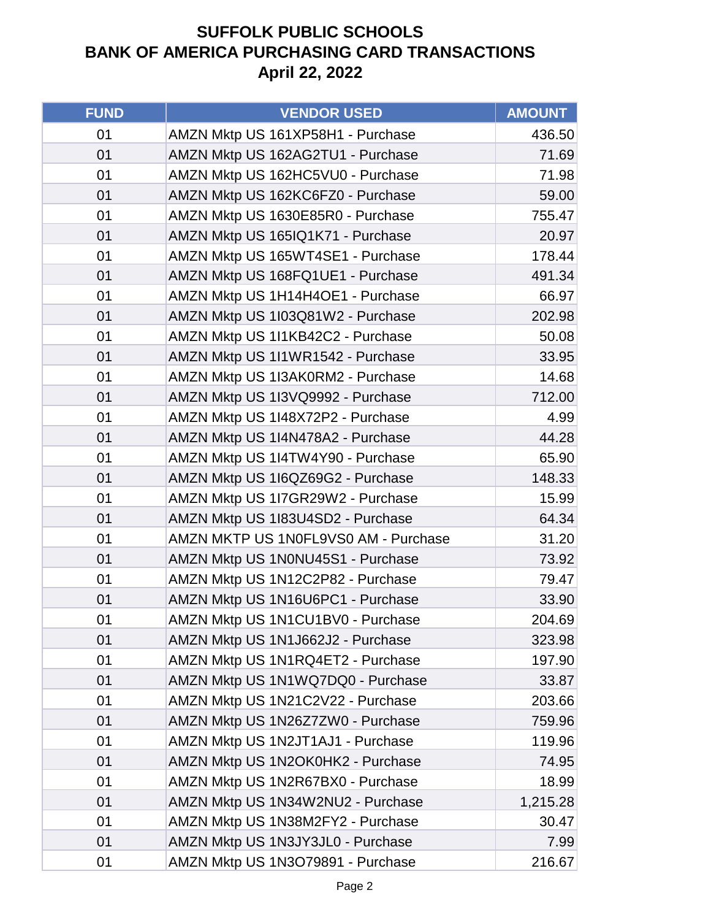# SUFFOLK PUBLIC SCHOOLS
# BANK OF AMERICA PURCHASING CARD TRANSACTIONS
# April 22, 2022

| FUND | VENDOR USED | AMOUNT |
|---|---|---|
| 01 | AMZN Mktp US 161XP58H1 - Purchase | 436.50 |
| 01 | AMZN Mktp US 162AG2TU1 - Purchase | 71.69 |
| 01 | AMZN Mktp US 162HC5VU0 - Purchase | 71.98 |
| 01 | AMZN Mktp US 162KC6FZ0 - Purchase | 59.00 |
| 01 | AMZN Mktp US 1630E85R0 - Purchase | 755.47 |
| 01 | AMZN Mktp US 165IQ1K71 - Purchase | 20.97 |
| 01 | AMZN Mktp US 165WT4SE1 - Purchase | 178.44 |
| 01 | AMZN Mktp US 168FQ1UE1 - Purchase | 491.34 |
| 01 | AMZN Mktp US 1H14H4OE1 - Purchase | 66.97 |
| 01 | AMZN Mktp US 1I03Q81W2 - Purchase | 202.98 |
| 01 | AMZN Mktp US 1I1KB42C2 - Purchase | 50.08 |
| 01 | AMZN Mktp US 1I1WR1542 - Purchase | 33.95 |
| 01 | AMZN Mktp US 1I3AK0RM2 - Purchase | 14.68 |
| 01 | AMZN Mktp US 1I3VQ9992 - Purchase | 712.00 |
| 01 | AMZN Mktp US 1I48X72P2 - Purchase | 4.99 |
| 01 | AMZN Mktp US 1I4N478A2 - Purchase | 44.28 |
| 01 | AMZN Mktp US 1I4TW4Y90 - Purchase | 65.90 |
| 01 | AMZN Mktp US 1I6QZ69G2 - Purchase | 148.33 |
| 01 | AMZN Mktp US 1I7GR29W2 - Purchase | 15.99 |
| 01 | AMZN Mktp US 1I83U4SD2 - Purchase | 64.34 |
| 01 | AMZN MKTP US 1N0FL9VS0 AM - Purchase | 31.20 |
| 01 | AMZN Mktp US 1N0NU45S1 - Purchase | 73.92 |
| 01 | AMZN Mktp US 1N12C2P82 - Purchase | 79.47 |
| 01 | AMZN Mktp US 1N16U6PC1 - Purchase | 33.90 |
| 01 | AMZN Mktp US 1N1CU1BV0 - Purchase | 204.69 |
| 01 | AMZN Mktp US 1N1J662J2 - Purchase | 323.98 |
| 01 | AMZN Mktp US 1N1RQ4ET2 - Purchase | 197.90 |
| 01 | AMZN Mktp US 1N1WQ7DQ0 - Purchase | 33.87 |
| 01 | AMZN Mktp US 1N21C2V22 - Purchase | 203.66 |
| 01 | AMZN Mktp US 1N26Z7ZW0 - Purchase | 759.96 |
| 01 | AMZN Mktp US 1N2JT1AJ1 - Purchase | 119.96 |
| 01 | AMZN Mktp US 1N2OK0HK2 - Purchase | 74.95 |
| 01 | AMZN Mktp US 1N2R67BX0 - Purchase | 18.99 |
| 01 | AMZN Mktp US 1N34W2NU2 - Purchase | 1,215.28 |
| 01 | AMZN Mktp US 1N38M2FY2 - Purchase | 30.47 |
| 01 | AMZN Mktp US 1N3JY3JL0 - Purchase | 7.99 |
| 01 | AMZN Mktp US 1N3O79891 - Purchase | 216.67 |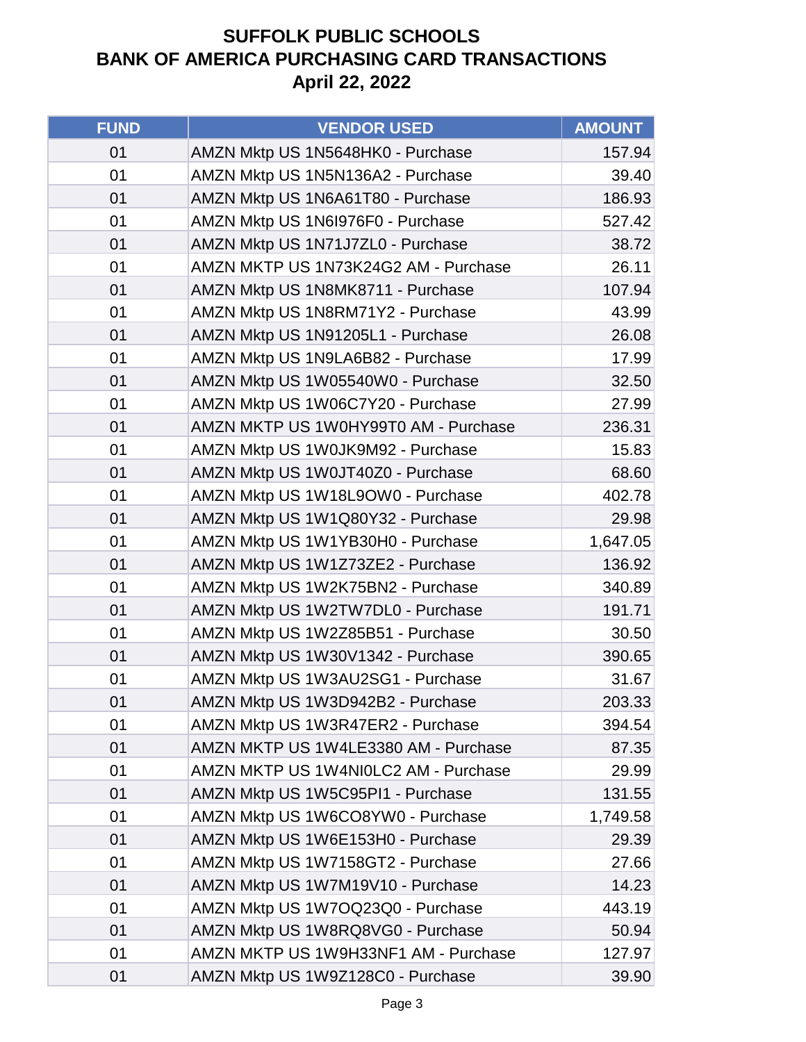# SUFFOLK PUBLIC SCHOOLS
# BANK OF AMERICA PURCHASING CARD TRANSACTIONS
# April 22, 2022

| FUND | VENDOR USED | AMOUNT |
|---|---|---|
| 01 | AMZN Mktp US 1N5648HK0 - Purchase | 157.94 |
| 01 | AMZN Mktp US 1N5N136A2 - Purchase | 39.40 |
| 01 | AMZN Mktp US 1N6A61T80 - Purchase | 186.93 |
| 01 | AMZN Mktp US 1N6I976F0 - Purchase | 527.42 |
| 01 | AMZN Mktp US 1N71J7ZL0 - Purchase | 38.72 |
| 01 | AMZN MKTP US 1N73K24G2 AM - Purchase | 26.11 |
| 01 | AMZN Mktp US 1N8MK8711 - Purchase | 107.94 |
| 01 | AMZN Mktp US 1N8RM71Y2 - Purchase | 43.99 |
| 01 | AMZN Mktp US 1N91205L1 - Purchase | 26.08 |
| 01 | AMZN Mktp US 1N9LA6B82 - Purchase | 17.99 |
| 01 | AMZN Mktp US 1W05540W0 - Purchase | 32.50 |
| 01 | AMZN Mktp US 1W06C7Y20 - Purchase | 27.99 |
| 01 | AMZN MKTP US 1W0HY99T0 AM - Purchase | 236.31 |
| 01 | AMZN Mktp US 1W0JK9M92 - Purchase | 15.83 |
| 01 | AMZN Mktp US 1W0JT40Z0 - Purchase | 68.60 |
| 01 | AMZN Mktp US 1W18L9OW0 - Purchase | 402.78 |
| 01 | AMZN Mktp US 1W1Q80Y32 - Purchase | 29.98 |
| 01 | AMZN Mktp US 1W1YB30H0 - Purchase | 1,647.05 |
| 01 | AMZN Mktp US 1W1Z73ZE2 - Purchase | 136.92 |
| 01 | AMZN Mktp US 1W2K75BN2 - Purchase | 340.89 |
| 01 | AMZN Mktp US 1W2TW7DL0 - Purchase | 191.71 |
| 01 | AMZN Mktp US 1W2Z85B51 - Purchase | 30.50 |
| 01 | AMZN Mktp US 1W30V1342 - Purchase | 390.65 |
| 01 | AMZN Mktp US 1W3AU2SG1 - Purchase | 31.67 |
| 01 | AMZN Mktp US 1W3D942B2 - Purchase | 203.33 |
| 01 | AMZN Mktp US 1W3R47ER2 - Purchase | 394.54 |
| 01 | AMZN MKTP US 1W4LE3380 AM - Purchase | 87.35 |
| 01 | AMZN MKTP US 1W4NI0LC2 AM - Purchase | 29.99 |
| 01 | AMZN Mktp US 1W5C95PI1 - Purchase | 131.55 |
| 01 | AMZN Mktp US 1W6CO8YW0 - Purchase | 1,749.58 |
| 01 | AMZN Mktp US 1W6E153H0 - Purchase | 29.39 |
| 01 | AMZN Mktp US 1W7158GT2 - Purchase | 27.66 |
| 01 | AMZN Mktp US 1W7M19V10 - Purchase | 14.23 |
| 01 | AMZN Mktp US 1W7OQ23Q0 - Purchase | 443.19 |
| 01 | AMZN Mktp US 1W8RQ8VG0 - Purchase | 50.94 |
| 01 | AMZN MKTP US 1W9H33NF1 AM - Purchase | 127.97 |
| 01 | AMZN Mktp US 1W9Z128C0 - Purchase | 39.90 |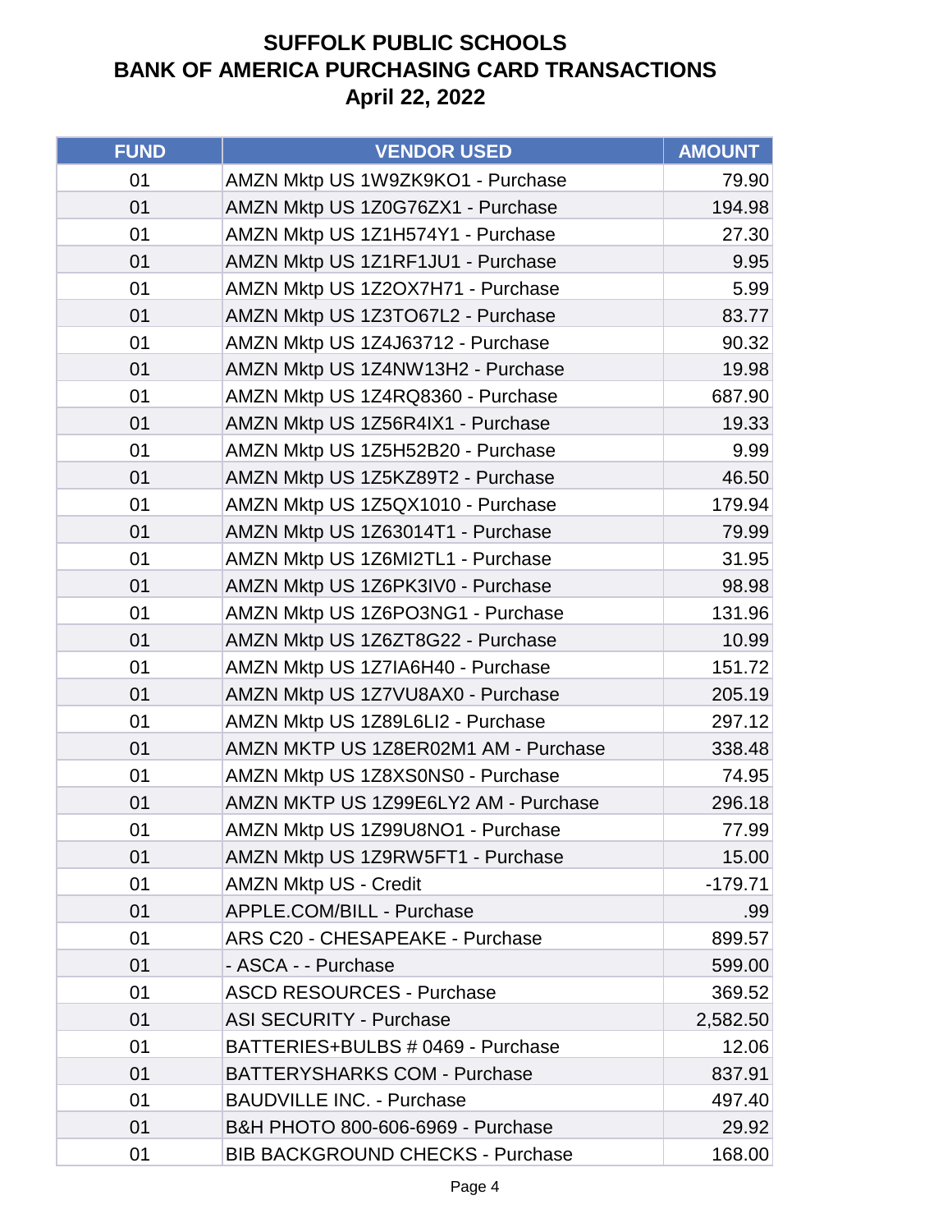# SUFFOLK PUBLIC SCHOOLS
# BANK OF AMERICA PURCHASING CARD TRANSACTIONS
# April 22, 2022

| FUND | VENDOR USED | AMOUNT |
|---|---|---|
| 01 | AMZN Mktp US 1W9ZK9KO1 - Purchase | 79.90 |
| 01 | AMZN Mktp US 1Z0G76ZX1 - Purchase | 194.98 |
| 01 | AMZN Mktp US 1Z1H574Y1 - Purchase | 27.30 |
| 01 | AMZN Mktp US 1Z1RF1JU1 - Purchase | 9.95 |
| 01 | AMZN Mktp US 1Z2OX7H71 - Purchase | 5.99 |
| 01 | AMZN Mktp US 1Z3TO67L2 - Purchase | 83.77 |
| 01 | AMZN Mktp US 1Z4J63712 - Purchase | 90.32 |
| 01 | AMZN Mktp US 1Z4NW13H2 - Purchase | 19.98 |
| 01 | AMZN Mktp US 1Z4RQ8360 - Purchase | 687.90 |
| 01 | AMZN Mktp US 1Z56R4IX1 - Purchase | 19.33 |
| 01 | AMZN Mktp US 1Z5H52B20 - Purchase | 9.99 |
| 01 | AMZN Mktp US 1Z5KZ89T2 - Purchase | 46.50 |
| 01 | AMZN Mktp US 1Z5QX1010 - Purchase | 179.94 |
| 01 | AMZN Mktp US 1Z63014T1 - Purchase | 79.99 |
| 01 | AMZN Mktp US 1Z6MI2TL1 - Purchase | 31.95 |
| 01 | AMZN Mktp US 1Z6PK3IV0 - Purchase | 98.98 |
| 01 | AMZN Mktp US 1Z6PO3NG1 - Purchase | 131.96 |
| 01 | AMZN Mktp US 1Z6ZT8G22 - Purchase | 10.99 |
| 01 | AMZN Mktp US 1Z7IA6H40 - Purchase | 151.72 |
| 01 | AMZN Mktp US 1Z7VU8AX0 - Purchase | 205.19 |
| 01 | AMZN Mktp US 1Z89L6LI2 - Purchase | 297.12 |
| 01 | AMZN MKTP US 1Z8ER02M1 AM - Purchase | 338.48 |
| 01 | AMZN Mktp US 1Z8XS0NS0 - Purchase | 74.95 |
| 01 | AMZN MKTP US 1Z99E6LY2 AM - Purchase | 296.18 |
| 01 | AMZN Mktp US 1Z99U8NO1 - Purchase | 77.99 |
| 01 | AMZN Mktp US 1Z9RW5FT1 - Purchase | 15.00 |
| 01 | AMZN Mktp US - Credit | -179.71 |
| 01 | APPLE.COM/BILL - Purchase | .99 |
| 01 | ARS C20 - CHESAPEAKE - Purchase | 899.57 |
| 01 | - ASCA - - Purchase | 599.00 |
| 01 | ASCD RESOURCES - Purchase | 369.52 |
| 01 | ASI SECURITY - Purchase | 2,582.50 |
| 01 | BATTERIES+BULBS # 0469 - Purchase | 12.06 |
| 01 | BATTERYSHARKS COM - Purchase | 837.91 |
| 01 | BAUDVILLE INC. - Purchase | 497.40 |
| 01 | B&H PHOTO 800-606-6969 - Purchase | 29.92 |
| 01 | BIB BACKGROUND CHECKS - Purchase | 168.00 |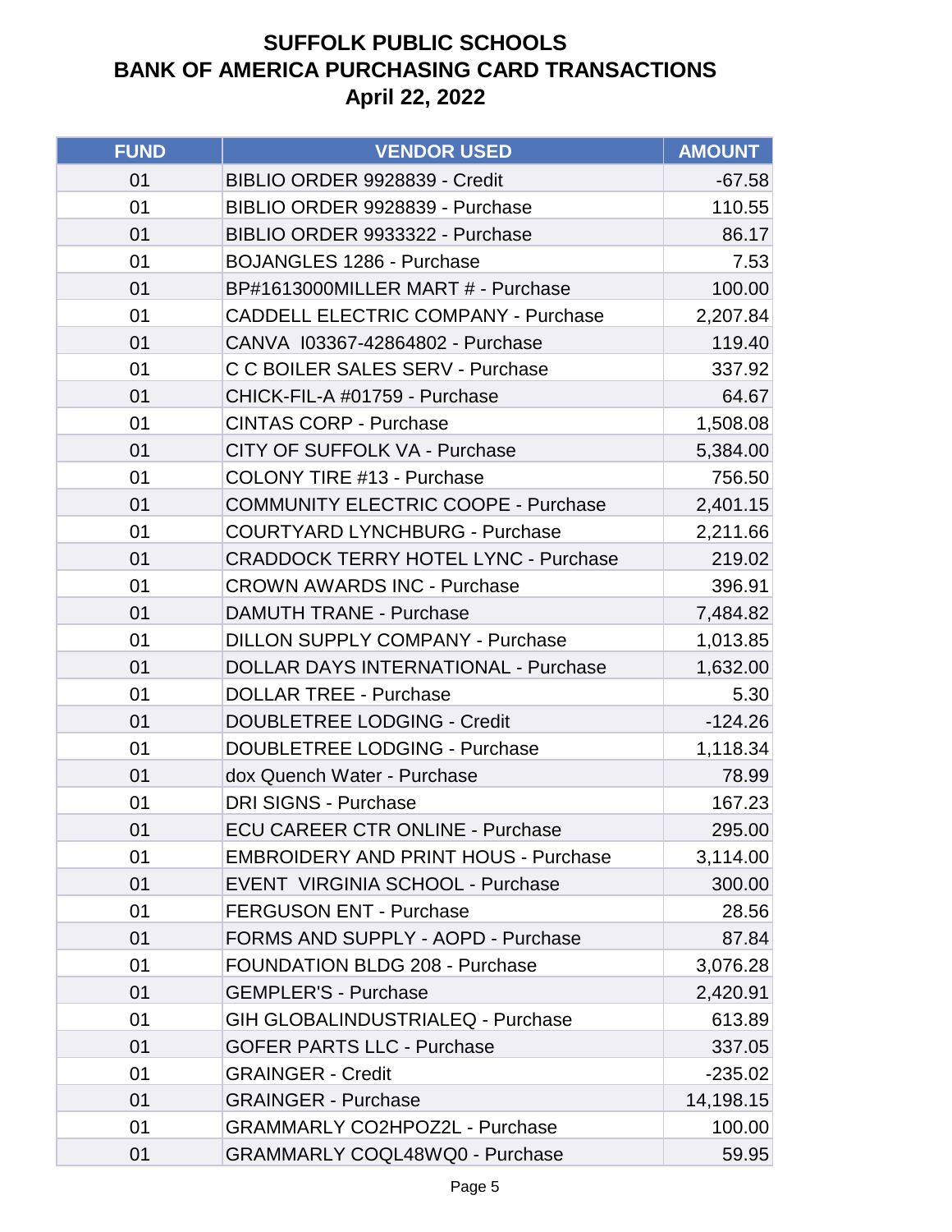# SUFFOLK PUBLIC SCHOOLS
# BANK OF AMERICA PURCHASING CARD TRANSACTIONS
# April 22, 2022

| FUND | VENDOR USED | AMOUNT |
|---|---|---|
| 01 | BIBLIO ORDER 9928839 - Credit | -67.58 |
| 01 | BIBLIO ORDER 9928839 - Purchase | 110.55 |
| 01 | BIBLIO ORDER 9933322 - Purchase | 86.17 |
| 01 | BOJANGLES 1286 - Purchase | 7.53 |
| 01 | BP#1613000MILLER MART # - Purchase | 100.00 |
| 01 | CADDELL ELECTRIC COMPANY - Purchase | 2,207.84 |
| 01 | CANVA I03367-42864802 - Purchase | 119.40 |
| 01 | C C BOILER SALES SERV - Purchase | 337.92 |
| 01 | CHICK-FIL-A #01759 - Purchase | 64.67 |
| 01 | CINTAS CORP - Purchase | 1,508.08 |
| 01 | CITY OF SUFFOLK VA - Purchase | 5,384.00 |
| 01 | COLONY TIRE #13 - Purchase | 756.50 |
| 01 | COMMUNITY ELECTRIC COOPE - Purchase | 2,401.15 |
| 01 | COURTYARD LYNCHBURG - Purchase | 2,211.66 |
| 01 | CRADDOCK TERRY HOTEL LYNC - Purchase | 219.02 |
| 01 | CROWN AWARDS INC - Purchase | 396.91 |
| 01 | DAMUTH TRANE - Purchase | 7,484.82 |
| 01 | DILLON SUPPLY COMPANY - Purchase | 1,013.85 |
| 01 | DOLLAR DAYS INTERNATIONAL - Purchase | 1,632.00 |
| 01 | DOLLAR TREE - Purchase | 5.30 |
| 01 | DOUBLETREE LODGING - Credit | -124.26 |
| 01 | DOUBLETREE LODGING - Purchase | 1,118.34 |
| 01 | dox Quench Water - Purchase | 78.99 |
| 01 | DRI SIGNS - Purchase | 167.23 |
| 01 | ECU CAREER CTR ONLINE - Purchase | 295.00 |
| 01 | EMBROIDERY AND PRINT HOUS - Purchase | 3,114.00 |
| 01 | EVENT VIRGINIA SCHOOL - Purchase | 300.00 |
| 01 | FERGUSON ENT - Purchase | 28.56 |
| 01 | FORMS AND SUPPLY - AOPD - Purchase | 87.84 |
| 01 | FOUNDATION BLDG 208 - Purchase | 3,076.28 |
| 01 | GEMPLER'S - Purchase | 2,420.91 |
| 01 | GIH GLOBALINDUSTRIALEQ - Purchase | 613.89 |
| 01 | GOFER PARTS LLC - Purchase | 337.05 |
| 01 | GRAINGER - Credit | -235.02 |
| 01 | GRAINGER - Purchase | 14,198.15 |
| 01 | GRAMMARLY CO2HPOZ2L - Purchase | 100.00 |
| 01 | GRAMMARLY COQL48WQ0 - Purchase | 59.95 |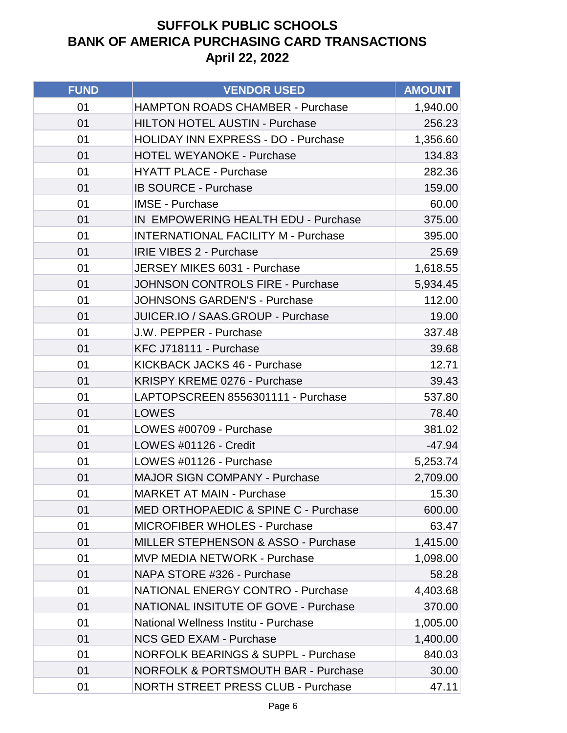# SUFFOLK PUBLIC SCHOOLS
## BANK OF AMERICA PURCHASING CARD TRANSACTIONS
### April 22, 2022

| FUND | VENDOR USED | AMOUNT |
|---|---|---|
| 01 | HAMPTON ROADS CHAMBER - Purchase | 1,940.00 |
| 01 | HILTON HOTEL AUSTIN - Purchase | 256.23 |
| 01 | HOLIDAY INN EXPRESS - DO - Purchase | 1,356.60 |
| 01 | HOTEL WEYANOKE - Purchase | 134.83 |
| 01 | HYATT PLACE - Purchase | 282.36 |
| 01 | IB SOURCE - Purchase | 159.00 |
| 01 | IMSE - Purchase | 60.00 |
| 01 | IN EMPOWERING HEALTH EDU - Purchase | 375.00 |
| 01 | INTERNATIONAL FACILITY M - Purchase | 395.00 |
| 01 | IRIE VIBES 2 - Purchase | 25.69 |
| 01 | JERSEY MIKES 6031 - Purchase | 1,618.55 |
| 01 | JOHNSON CONTROLS FIRE - Purchase | 5,934.45 |
| 01 | JOHNSONS GARDEN'S - Purchase | 112.00 |
| 01 | JUICER.IO / SAAS.GROUP - Purchase | 19.00 |
| 01 | J.W. PEPPER - Purchase | 337.48 |
| 01 | KFC J718111 - Purchase | 39.68 |
| 01 | KICKBACK JACKS 46 - Purchase | 12.71 |
| 01 | KRISPY KREME 0276 - Purchase | 39.43 |
| 01 | LAPTOPSCREEN 8556301111 - Purchase | 537.80 |
| 01 | LOWES | 78.40 |
| 01 | LOWES #00709 - Purchase | 381.02 |
| 01 | LOWES #01126 - Credit | -47.94 |
| 01 | LOWES #01126 - Purchase | 5,253.74 |
| 01 | MAJOR SIGN COMPANY - Purchase | 2,709.00 |
| 01 | MARKET AT MAIN - Purchase | 15.30 |
| 01 | MED ORTHOPAEDIC & SPINE C - Purchase | 600.00 |
| 01 | MICROFIBER WHOLES - Purchase | 63.47 |
| 01 | MILLER STEPHENSON & ASSO - Purchase | 1,415.00 |
| 01 | MVP MEDIA NETWORK - Purchase | 1,098.00 |
| 01 | NAPA STORE #326 - Purchase | 58.28 |
| 01 | NATIONAL ENERGY CONTRO - Purchase | 4,403.68 |
| 01 | NATIONAL INSITUTE OF GOVE - Purchase | 370.00 |
| 01 | National Wellness Institu - Purchase | 1,005.00 |
| 01 | NCS GED EXAM - Purchase | 1,400.00 |
| 01 | NORFOLK BEARINGS & SUPPL - Purchase | 840.03 |
| 01 | NORFOLK & PORTSMOUTH BAR - Purchase | 30.00 |
| 01 | NORTH STREET PRESS CLUB - Purchase | 47.11 |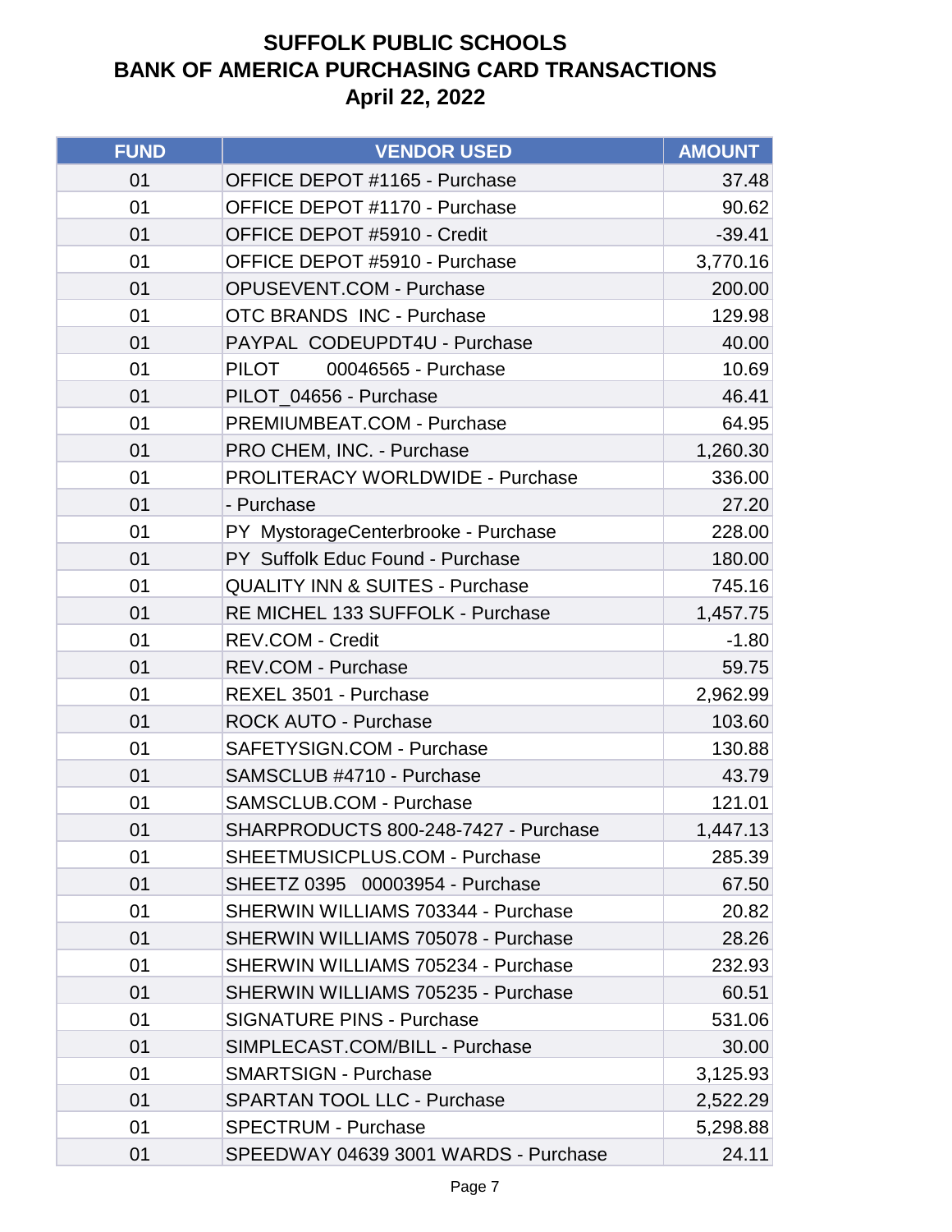# SUFFOLK PUBLIC SCHOOLS
# BANK OF AMERICA PURCHASING CARD TRANSACTIONS
# April 22, 2022

| FUND | VENDOR USED | AMOUNT |
|---|---|---|
| 01 | OFFICE DEPOT #1165 - Purchase | 37.48 |
| 01 | OFFICE DEPOT #1170 - Purchase | 90.62 |
| 01 | OFFICE DEPOT #5910 - Credit | -39.41 |
| 01 | OFFICE DEPOT #5910 - Purchase | 3,770.16 |
| 01 | OPUSEVENT.COM - Purchase | 200.00 |
| 01 | OTC BRANDS INC - Purchase | 129.98 |
| 01 | PAYPAL CODEUPDT4U - Purchase | 40.00 |
| 01 | PILOT 00046565 - Purchase | 10.69 |
| 01 | PILOT_04656 - Purchase | 46.41 |
| 01 | PREMIUMBEAT.COM - Purchase | 64.95 |
| 01 | PRO CHEM, INC. - Purchase | 1,260.30 |
| 01 | PROLITERACY WORLDWIDE - Purchase | 336.00 |
| 01 | - Purchase | 27.20 |
| 01 | PY MystorageCenterbrooke - Purchase | 228.00 |
| 01 | PY Suffolk Educ Found - Purchase | 180.00 |
| 01 | QUALITY INN & SUITES - Purchase | 745.16 |
| 01 | RE MICHEL 133 SUFFOLK - Purchase | 1,457.75 |
| 01 | REV.COM - Credit | -1.80 |
| 01 | REV.COM - Purchase | 59.75 |
| 01 | REXEL 3501 - Purchase | 2,962.99 |
| 01 | ROCK AUTO - Purchase | 103.60 |
| 01 | SAFETYSIGN.COM - Purchase | 130.88 |
| 01 | SAMSCLUB #4710 - Purchase | 43.79 |
| 01 | SAMSCLUB.COM - Purchase | 121.01 |
| 01 | SHARPRODUCTS 800-248-7427 - Purchase | 1,447.13 |
| 01 | SHEETMUSICPLUS.COM - Purchase | 285.39 |
| 01 | SHEETZ 0395 00003954 - Purchase | 67.50 |
| 01 | SHERWIN WILLIAMS 703344 - Purchase | 20.82 |
| 01 | SHERWIN WILLIAMS 705078 - Purchase | 28.26 |
| 01 | SHERWIN WILLIAMS 705234 - Purchase | 232.93 |
| 01 | SHERWIN WILLIAMS 705235 - Purchase | 60.51 |
| 01 | SIGNATURE PINS - Purchase | 531.06 |
| 01 | SIMPLECAST.COM/BILL - Purchase | 30.00 |
| 01 | SMARTSIGN - Purchase | 3,125.93 |
| 01 | SPARTAN TOOL LLC - Purchase | 2,522.29 |
| 01 | SPECTRUM - Purchase | 5,298.88 |
| 01 | SPEEDWAY 04639 3001 WARDS - Purchase | 24.11 |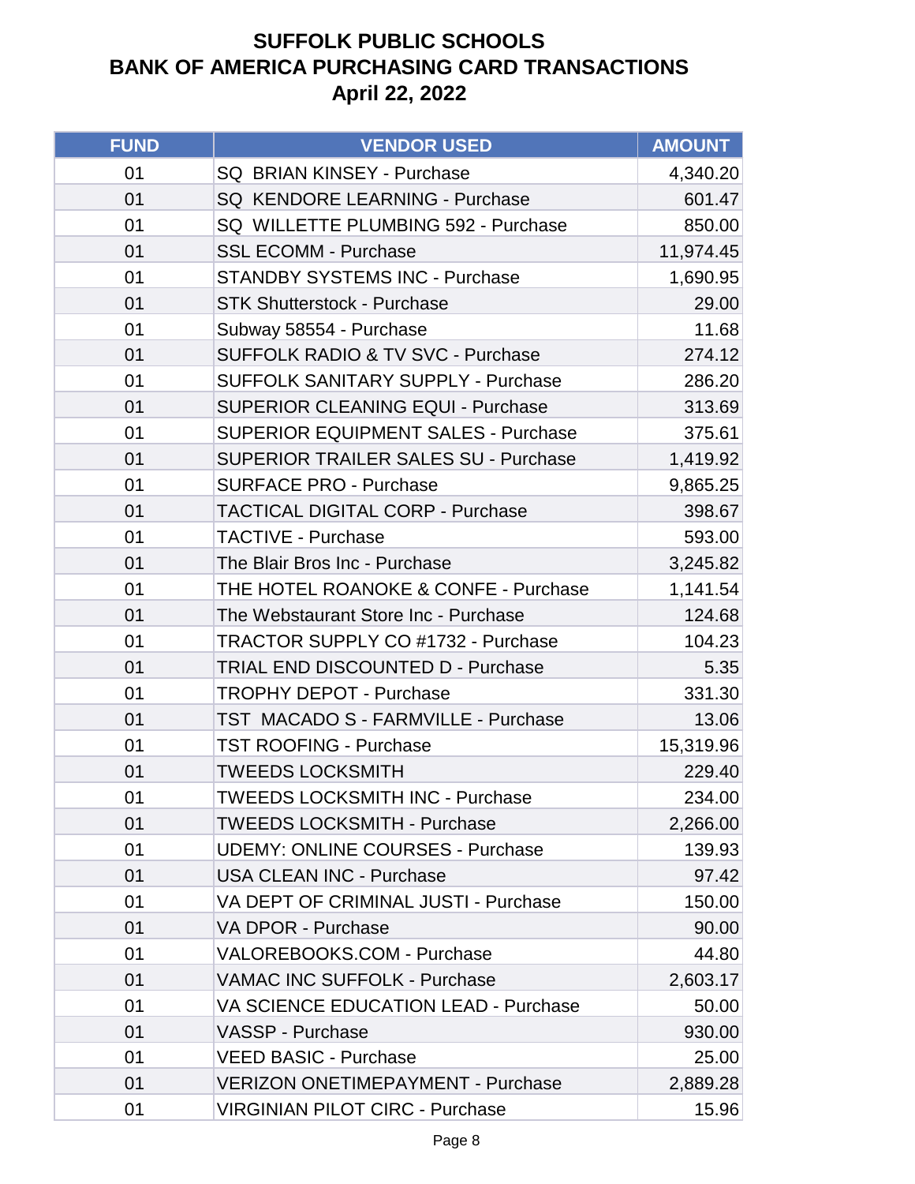# SUFFOLK PUBLIC SCHOOLS
# BANK OF AMERICA PURCHASING CARD TRANSACTIONS
# April 22, 2022

| FUND | VENDOR USED | AMOUNT |
|---|---|---|
| 01 | SQ BRIAN KINSEY - Purchase | 4,340.20 |
| 01 | SQ KENDORE LEARNING - Purchase | 601.47 |
| 01 | SQ WILLETTE PLUMBING 592 - Purchase | 850.00 |
| 01 | SSL ECOMM - Purchase | 11,974.45 |
| 01 | STANDBY SYSTEMS INC - Purchase | 1,690.95 |
| 01 | STK Shutterstock - Purchase | 29.00 |
| 01 | Subway 58554 - Purchase | 11.68 |
| 01 | SUFFOLK RADIO & TV SVC - Purchase | 274.12 |
| 01 | SUFFOLK SANITARY SUPPLY - Purchase | 286.20 |
| 01 | SUPERIOR CLEANING EQUI - Purchase | 313.69 |
| 01 | SUPERIOR EQUIPMENT SALES - Purchase | 375.61 |
| 01 | SUPERIOR TRAILER SALES SU - Purchase | 1,419.92 |
| 01 | SURFACE PRO - Purchase | 9,865.25 |
| 01 | TACTICAL DIGITAL CORP - Purchase | 398.67 |
| 01 | TACTIVE - Purchase | 593.00 |
| 01 | The Blair Bros Inc - Purchase | 3,245.82 |
| 01 | THE HOTEL ROANOKE & CONFE - Purchase | 1,141.54 |
| 01 | The Webstaurant Store Inc - Purchase | 124.68 |
| 01 | TRACTOR SUPPLY CO #1732 - Purchase | 104.23 |
| 01 | TRIAL END DISCOUNTED D - Purchase | 5.35 |
| 01 | TROPHY DEPOT - Purchase | 331.30 |
| 01 | TST MACADO S - FARMVILLE - Purchase | 13.06 |
| 01 | TST ROOFING - Purchase | 15,319.96 |
| 01 | TWEEDS LOCKSMITH | 229.40 |
| 01 | TWEEDS LOCKSMITH INC - Purchase | 234.00 |
| 01 | TWEEDS LOCKSMITH - Purchase | 2,266.00 |
| 01 | UDEMY: ONLINE COURSES - Purchase | 139.93 |
| 01 | USA CLEAN INC - Purchase | 97.42 |
| 01 | VA DEPT OF CRIMINAL JUSTI - Purchase | 150.00 |
| 01 | VA DPOR - Purchase | 90.00 |
| 01 | VALOREBOOKS.COM - Purchase | 44.80 |
| 01 | VAMAC INC SUFFOLK - Purchase | 2,603.17 |
| 01 | VA SCIENCE EDUCATION LEAD - Purchase | 50.00 |
| 01 | VASSP - Purchase | 930.00 |
| 01 | VEED BASIC - Purchase | 25.00 |
| 01 | VERIZON ONETIMEPAYMENT - Purchase | 2,889.28 |
| 01 | VIRGINIAN PILOT CIRC - Purchase | 15.96 |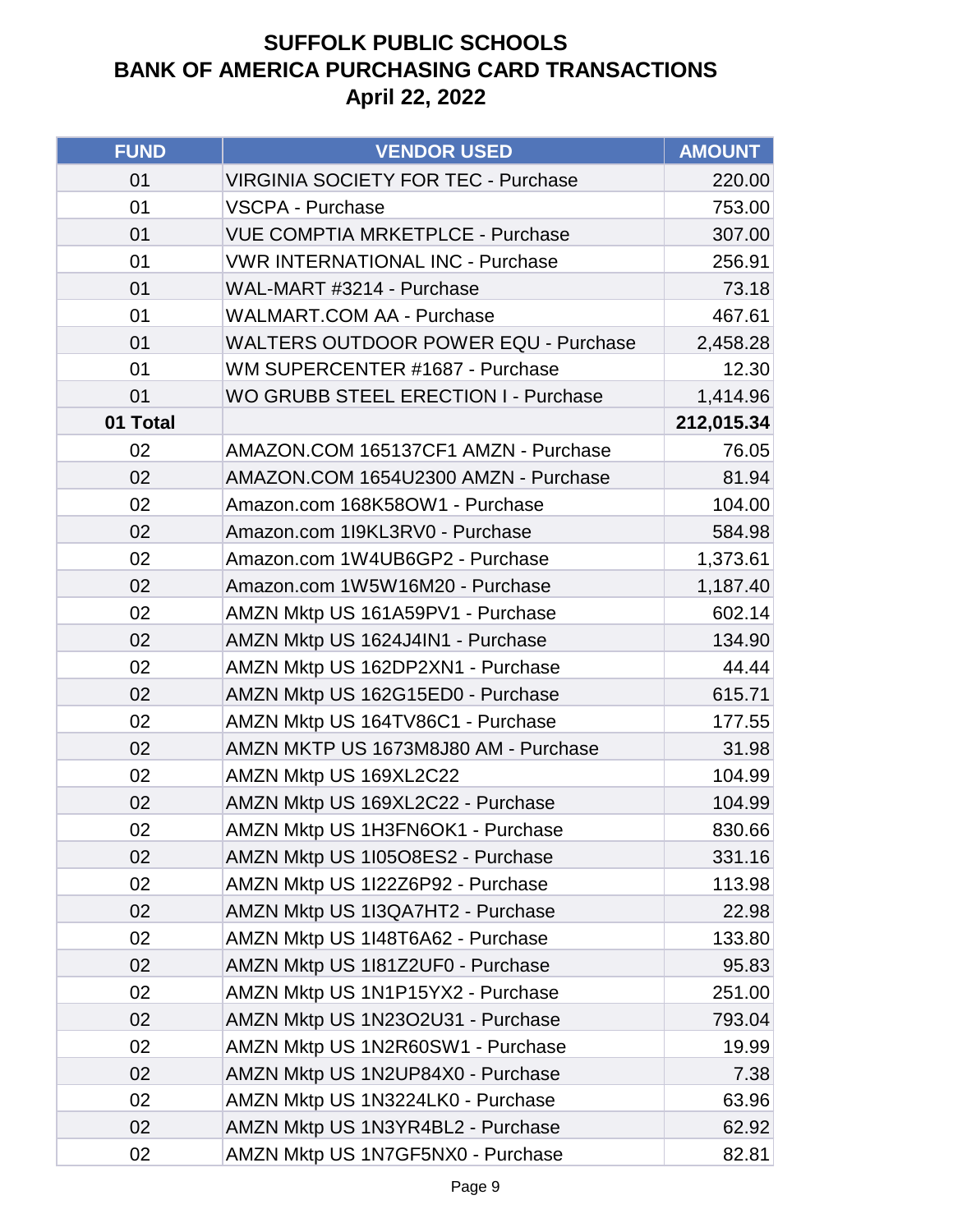# SUFFOLK PUBLIC SCHOOLS
# BANK OF AMERICA PURCHASING CARD TRANSACTIONS
# April 22, 2022

| FUND | VENDOR USED | AMOUNT |
|---|---|---|
| 01 | VIRGINIA SOCIETY FOR TEC - Purchase | 220.00 |
| 01 | VSCPA - Purchase | 753.00 |
| 01 | VUE COMPTIA MRKETPLCE - Purchase | 307.00 |
| 01 | VWR INTERNATIONAL INC - Purchase | 256.91 |
| 01 | WAL-MART #3214 - Purchase | 73.18 |
| 01 | WALMART.COM AA - Purchase | 467.61 |
| 01 | WALTERS OUTDOOR POWER EQU - Purchase | 2,458.28 |
| 01 | WM SUPERCENTER #1687 - Purchase | 12.30 |
| 01 | WO GRUBB STEEL ERECTION I - Purchase | 1,414.96 |
| **01 Total** | | **212,015.34** |
| 02 | AMAZON.COM 165137CF1 AMZN - Purchase | 76.05 |
| 02 | AMAZON.COM 1654U2300 AMZN - Purchase | 81.94 |
| 02 | Amazon.com 168K58OW1 - Purchase | 104.00 |
| 02 | Amazon.com 1I9KL3RV0 - Purchase | 584.98 |
| 02 | Amazon.com 1W4UB6GP2 - Purchase | 1,373.61 |
| 02 | Amazon.com 1W5W16M20 - Purchase | 1,187.40 |
| 02 | AMZN Mktp US 161A59PV1 - Purchase | 602.14 |
| 02 | AMZN Mktp US 1624J4IN1 - Purchase | 134.90 |
| 02 | AMZN Mktp US 162DP2XN1 - Purchase | 44.44 |
| 02 | AMZN Mktp US 162G15ED0 - Purchase | 615.71 |
| 02 | AMZN Mktp US 164TV86C1 - Purchase | 177.55 |
| 02 | AMZN MKTP US 1673M8J80 AM - Purchase | 31.98 |
| 02 | AMZN Mktp US 169XL2C22 | 104.99 |
| 02 | AMZN Mktp US 169XL2C22 - Purchase | 104.99 |
| 02 | AMZN Mktp US 1H3FN6OK1 - Purchase | 830.66 |
| 02 | AMZN Mktp US 1I05O8ES2 - Purchase | 331.16 |
| 02 | AMZN Mktp US 1I22Z6P92 - Purchase | 113.98 |
| 02 | AMZN Mktp US 1I3QA7HT2 - Purchase | 22.98 |
| 02 | AMZN Mktp US 1I48T6A62 - Purchase | 133.80 |
| 02 | AMZN Mktp US 1I81Z2UF0 - Purchase | 95.83 |
| 02 | AMZN Mktp US 1N1P15YX2 - Purchase | 251.00 |
| 02 | AMZN Mktp US 1N23O2U31 - Purchase | 793.04 |
| 02 | AMZN Mktp US 1N2R60SW1 - Purchase | 19.99 |
| 02 | AMZN Mktp US 1N2UP84X0 - Purchase | 7.38 |
| 02 | AMZN Mktp US 1N3224LK0 - Purchase | 63.96 |
| 02 | AMZN Mktp US 1N3YR4BL2 - Purchase | 62.92 |
| 02 | AMZN Mktp US 1N7GF5NX0 - Purchase | 82.81 |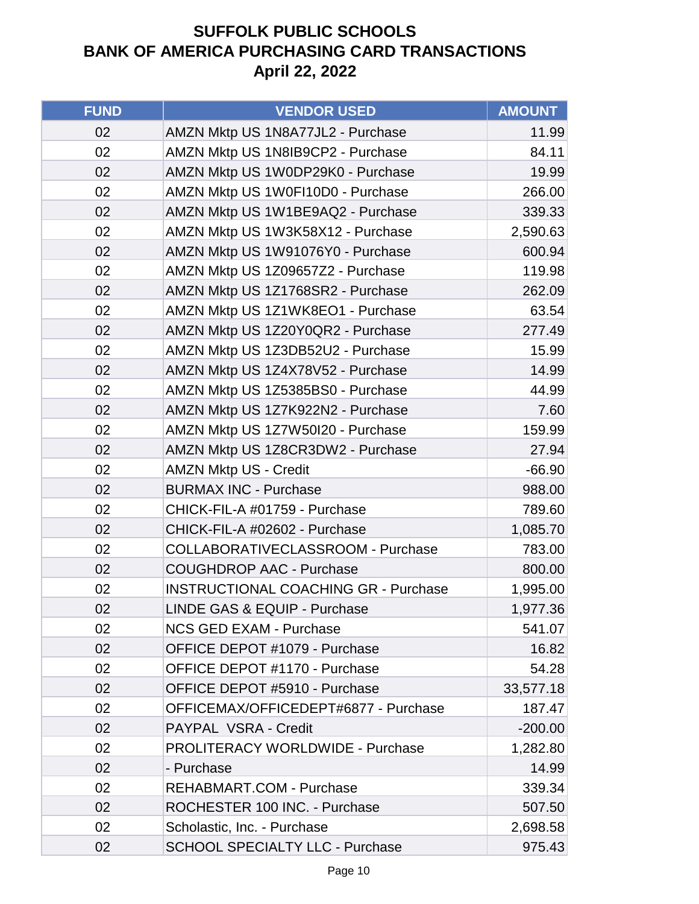# SUFFOLK PUBLIC SCHOOLS
# BANK OF AMERICA PURCHASING CARD TRANSACTIONS
# April 22, 2022

| FUND | VENDOR USED | AMOUNT |
|---|---|---|
| 02 | AMZN Mktp US 1N8A77JL2 - Purchase | 11.99 |
| 02 | AMZN Mktp US 1N8IB9CP2 - Purchase | 84.11 |
| 02 | AMZN Mktp US 1W0DP29K0 - Purchase | 19.99 |
| 02 | AMZN Mktp US 1W0FI10D0 - Purchase | 266.00 |
| 02 | AMZN Mktp US 1W1BE9AQ2 - Purchase | 339.33 |
| 02 | AMZN Mktp US 1W3K58X12 - Purchase | 2,590.63 |
| 02 | AMZN Mktp US 1W91076Y0 - Purchase | 600.94 |
| 02 | AMZN Mktp US 1Z09657Z2 - Purchase | 119.98 |
| 02 | AMZN Mktp US 1Z1768SR2 - Purchase | 262.09 |
| 02 | AMZN Mktp US 1Z1WK8EO1 - Purchase | 63.54 |
| 02 | AMZN Mktp US 1Z20Y0QR2 - Purchase | 277.49 |
| 02 | AMZN Mktp US 1Z3DB52U2 - Purchase | 15.99 |
| 02 | AMZN Mktp US 1Z4X78V52 - Purchase | 14.99 |
| 02 | AMZN Mktp US 1Z5385BS0 - Purchase | 44.99 |
| 02 | AMZN Mktp US 1Z7K922N2 - Purchase | 7.60 |
| 02 | AMZN Mktp US 1Z7W50I20 - Purchase | 159.99 |
| 02 | AMZN Mktp US 1Z8CR3DW2 - Purchase | 27.94 |
| 02 | AMZN Mktp US - Credit | -66.90 |
| 02 | BURMAX INC - Purchase | 988.00 |
| 02 | CHICK-FIL-A #01759 - Purchase | 789.60 |
| 02 | CHICK-FIL-A #02602 - Purchase | 1,085.70 |
| 02 | COLLABORATIVECLASSROOM - Purchase | 783.00 |
| 02 | COUGHDROP AAC - Purchase | 800.00 |
| 02 | INSTRUCTIONAL COACHING GR - Purchase | 1,995.00 |
| 02 | LINDE GAS & EQUIP - Purchase | 1,977.36 |
| 02 | NCS GED EXAM - Purchase | 541.07 |
| 02 | OFFICE DEPOT #1079 - Purchase | 16.82 |
| 02 | OFFICE DEPOT #1170 - Purchase | 54.28 |
| 02 | OFFICE DEPOT #5910 - Purchase | 33,577.18 |
| 02 | OFFICEMAX/OFFICEDEPT#6877 - Purchase | 187.47 |
| 02 | PAYPAL VSRA - Credit | -200.00 |
| 02 | PROLITERACY WORLDWIDE - Purchase | 1,282.80 |
| 02 | - Purchase | 14.99 |
| 02 | REHABMART.COM - Purchase | 339.34 |
| 02 | ROCHESTER 100 INC. - Purchase | 507.50 |
| 02 | Scholastic, Inc. - Purchase | 2,698.58 |
| 02 | SCHOOL SPECIALTY LLC - Purchase | 975.43 |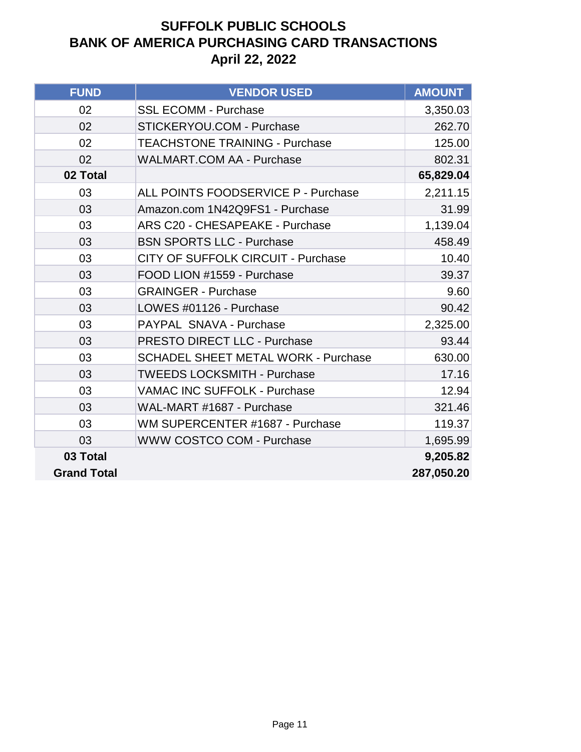# SUFFOLK PUBLIC SCHOOLS
# BANK OF AMERICA PURCHASING CARD TRANSACTIONS
# April 22, 2022

| FUND | VENDOR USED | AMOUNT |
|---|---|---|
| 02 | SSL ECOMM - Purchase | 3,350.03 |
| 02 | STICKERYOU.COM - Purchase | 262.70 |
| 02 | TEACHSTONE TRAINING - Purchase | 125.00 |
| 02 | WALMART.COM AA - Purchase | 802.31 |
| **02 Total** | | **65,829.04** |
| 03 | ALL POINTS FOODSERVICE P - Purchase | 2,211.15 |
| 03 | Amazon.com 1N42Q9FS1 - Purchase | 31.99 |
| 03 | ARS C20 - CHESAPEAKE - Purchase | 1,139.04 |
| 03 | BSN SPORTS LLC - Purchase | 458.49 |
| 03 | CITY OF SUFFOLK CIRCUIT - Purchase | 10.40 |
| 03 | FOOD LION #1559 - Purchase | 39.37 |
| 03 | GRAINGER - Purchase | 9.60 |
| 03 | LOWES #01126 - Purchase | 90.42 |
| 03 | PAYPAL SNAVA - Purchase | 2,325.00 |
| 03 | PRESTO DIRECT LLC - Purchase | 93.44 |
| 03 | SCHADEL SHEET METAL WORK - Purchase | 630.00 |
| 03 | TWEEDS LOCKSMITH - Purchase | 17.16 |
| 03 | VAMAC INC SUFFOLK - Purchase | 12.94 |
| 03 | WAL-MART #1687 - Purchase | 321.46 |
| 03 | WM SUPERCENTER #1687 - Purchase | 119.37 |
| 03 | WWW COSTCO COM - Purchase | 1,695.99 |
| **03 Total** | | **9,205.82** |
| **Grand Total** | | **287,050.20** |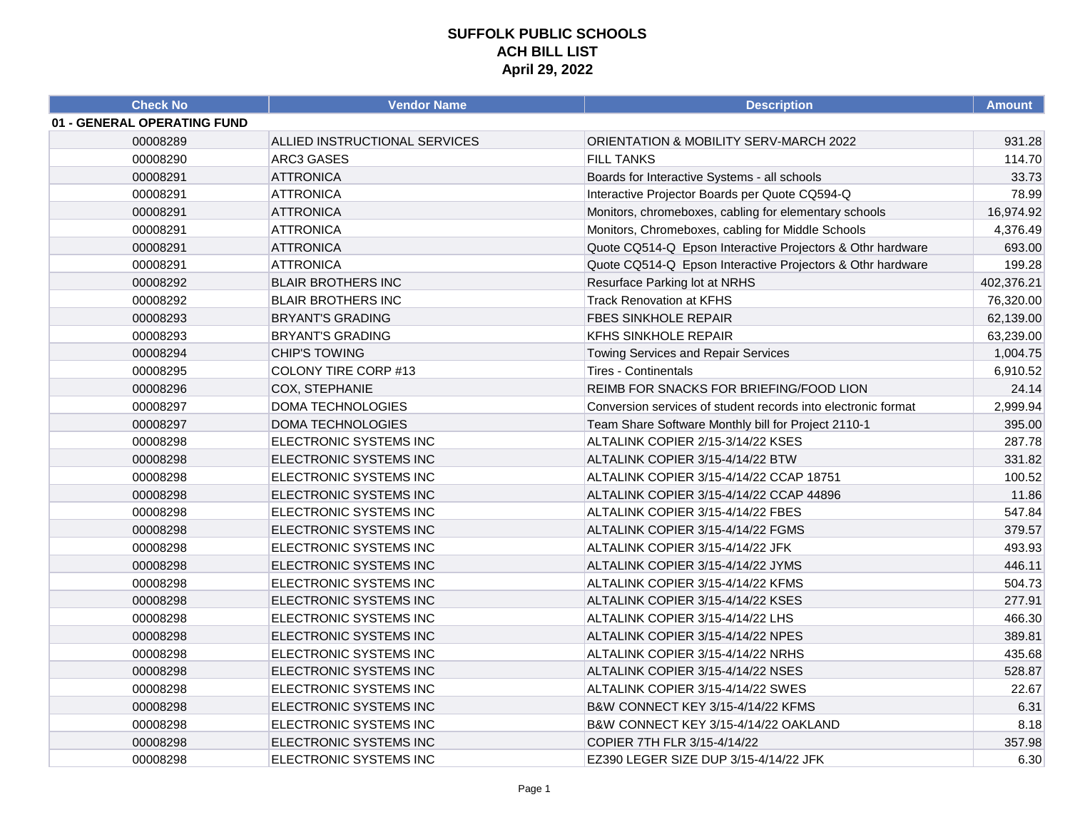# SUFFOLK PUBLIC SCHOOLS
## ACH BILL LIST
## April 29, 2022

| Check No | Vendor Name | Description | Amount |
|---|---|---|---|
| **01 - GENERAL OPERATING FUND** | | | |
| 00008289 | ALLIED INSTRUCTIONAL SERVICES | ORIENTATION & MOBILITY SERV-MARCH 2022 | 931.28 |
| 00008290 | ARC3 GASES | FILL TANKS | 114.70 |
| 00008291 | ATTRONICA | Boards for Interactive Systems - all schools | 33.73 |
| 00008291 | ATTRONICA | Interactive Projector Boards per Quote CQ594-Q | 78.99 |
| 00008291 | ATTRONICA | Monitors, chromeboxes, cabling for elementary schools | 16,974.92 |
| 00008291 | ATTRONICA | Monitors, Chromeboxes, cabling for Middle Schools | 4,376.49 |
| 00008291 | ATTRONICA | Quote CQ514-Q Epson Interactive Projectors & Othr hardware | 693.00 |
| 00008291 | ATTRONICA | Quote CQ514-Q Epson Interactive Projectors & Othr hardware | 199.28 |
| 00008292 | BLAIR BROTHERS INC | Resurface Parking lot at NRHS | 402,376.21 |
| 00008292 | BLAIR BROTHERS INC | Track Renovation at KFHS | 76,320.00 |
| 00008293 | BRYANT'S GRADING | FBES SINKHOLE REPAIR | 62,139.00 |
| 00008293 | BRYANT'S GRADING | KFHS SINKHOLE REPAIR | 63,239.00 |
| 00008294 | CHIP'S TOWING | Towing Services and Repair Services | 1,004.75 |
| 00008295 | COLONY TIRE CORP #13 | Tires - Continentals | 6,910.52 |
| 00008296 | COX, STEPHANIE | REIMB FOR SNACKS FOR BRIEFING/FOOD LION | 24.14 |
| 00008297 | DOMA TECHNOLOGIES | Conversion services of student records into electronic format | 2,999.94 |
| 00008297 | DOMA TECHNOLOGIES | Team Share Software Monthly bill for Project 2110-1 | 395.00 |
| 00008298 | ELECTRONIC SYSTEMS INC | ALTALINK COPIER 2/15-3/14/22 KSES | 287.78 |
| 00008298 | ELECTRONIC SYSTEMS INC | ALTALINK COPIER 3/15-4/14/22 BTW | 331.82 |
| 00008298 | ELECTRONIC SYSTEMS INC | ALTALINK COPIER 3/15-4/14/22 CCAP 18751 | 100.52 |
| 00008298 | ELECTRONIC SYSTEMS INC | ALTALINK COPIER 3/15-4/14/22 CCAP 44896 | 11.86 |
| 00008298 | ELECTRONIC SYSTEMS INC | ALTALINK COPIER 3/15-4/14/22 FBES | 547.84 |
| 00008298 | ELECTRONIC SYSTEMS INC | ALTALINK COPIER 3/15-4/14/22 FGMS | 379.57 |
| 00008298 | ELECTRONIC SYSTEMS INC | ALTALINK COPIER 3/15-4/14/22 JFK | 493.93 |
| 00008298 | ELECTRONIC SYSTEMS INC | ALTALINK COPIER 3/15-4/14/22 JYMS | 446.11 |
| 00008298 | ELECTRONIC SYSTEMS INC | ALTALINK COPIER 3/15-4/14/22 KFMS | 504.73 |
| 00008298 | ELECTRONIC SYSTEMS INC | ALTALINK COPIER 3/15-4/14/22 KSES | 277.91 |
| 00008298 | ELECTRONIC SYSTEMS INC | ALTALINK COPIER 3/15-4/14/22 LHS | 466.30 |
| 00008298 | ELECTRONIC SYSTEMS INC | ALTALINK COPIER 3/15-4/14/22 NPES | 389.81 |
| 00008298 | ELECTRONIC SYSTEMS INC | ALTALINK COPIER 3/15-4/14/22 NRHS | 435.68 |
| 00008298 | ELECTRONIC SYSTEMS INC | ALTALINK COPIER 3/15-4/14/22 NSES | 528.87 |
| 00008298 | ELECTRONIC SYSTEMS INC | ALTALINK COPIER 3/15-4/14/22 SWES | 22.67 |
| 00008298 | ELECTRONIC SYSTEMS INC | B&W CONNECT KEY 3/15-4/14/22 KFMS | 6.31 |
| 00008298 | ELECTRONIC SYSTEMS INC | B&W CONNECT KEY 3/15-4/14/22 OAKLAND | 8.18 |
| 00008298 | ELECTRONIC SYSTEMS INC | COPIER 7TH FLR 3/15-4/14/22 | 357.98 |
| 00008298 | ELECTRONIC SYSTEMS INC | EZ390 LEGER SIZE DUP 3/15-4/14/22 JFK | 6.30 |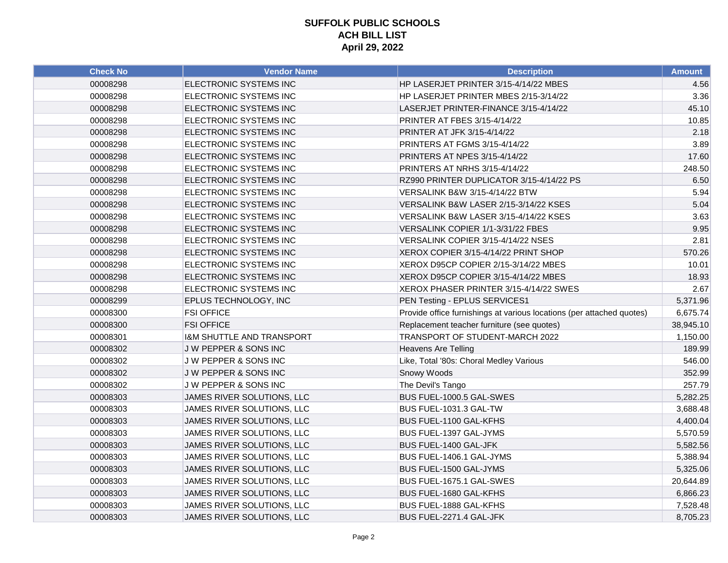# SUFFOLK PUBLIC SCHOOLS
## ACH BILL LIST
## April 29, 2022

| Check No | Vendor Name | Description | Amount |
|---|---|---|---|
| 00008298 | ELECTRONIC SYSTEMS INC | HP LASERJET PRINTER 3/15-4/14/22 MBES | 4.56 |
| 00008298 | ELECTRONIC SYSTEMS INC | HP LASERJET PRINTER MBES 2/15-3/14/22 | 3.36 |
| 00008298 | ELECTRONIC SYSTEMS INC | LASERJET PRINTER-FINANCE 3/15-4/14/22 | 45.10 |
| 00008298 | ELECTRONIC SYSTEMS INC | PRINTER AT FBES 3/15-4/14/22 | 10.85 |
| 00008298 | ELECTRONIC SYSTEMS INC | PRINTER AT JFK 3/15-4/14/22 | 2.18 |
| 00008298 | ELECTRONIC SYSTEMS INC | PRINTERS AT FGMS 3/15-4/14/22 | 3.89 |
| 00008298 | ELECTRONIC SYSTEMS INC | PRINTERS AT NPES 3/15-4/14/22 | 17.60 |
| 00008298 | ELECTRONIC SYSTEMS INC | PRINTERS AT NRHS 3/15-4/14/22 | 248.50 |
| 00008298 | ELECTRONIC SYSTEMS INC | RZ990 PRINTER DUPLICATOR 3/15-4/14/22 PS | 6.50 |
| 00008298 | ELECTRONIC SYSTEMS INC | VERSALINK B&W 3/15-4/14/22 BTW | 5.94 |
| 00008298 | ELECTRONIC SYSTEMS INC | VERSALINK B&W LASER 2/15-3/14/22 KSES | 5.04 |
| 00008298 | ELECTRONIC SYSTEMS INC | VERSALINK B&W LASER 3/15-4/14/22 KSES | 3.63 |
| 00008298 | ELECTRONIC SYSTEMS INC | VERSALINK COPIER 1/1-3/31/22 FBES | 9.95 |
| 00008298 | ELECTRONIC SYSTEMS INC | VERSALINK COPIER 3/15-4/14/22 NSES | 2.81 |
| 00008298 | ELECTRONIC SYSTEMS INC | XEROX COPIER 3/15-4/14/22 PRINT SHOP | 570.26 |
| 00008298 | ELECTRONIC SYSTEMS INC | XEROX D95CP COPIER 2/15-3/14/22 MBES | 10.01 |
| 00008298 | ELECTRONIC SYSTEMS INC | XEROX D95CP COPIER 3/15-4/14/22 MBES | 18.93 |
| 00008298 | ELECTRONIC SYSTEMS INC | XEROX PHASER PRINTER 3/15-4/14/22 SWES | 2.67 |
| 00008299 | EPLUS TECHNOLOGY, INC | PEN Testing - EPLUS SERVICES1 | 5,371.96 |
| 00008300 | FSI OFFICE | Provide office furnishings at various locations (per attached quotes) | 6,675.74 |
| 00008300 | FSI OFFICE | Replacement teacher furniture (see quotes) | 38,945.10 |
| 00008301 | I&M SHUTTLE AND TRANSPORT | TRANSPORT OF STUDENT-MARCH 2022 | 1,150.00 |
| 00008302 | J W PEPPER & SONS INC | Heavens Are Telling | 189.99 |
| 00008302 | J W PEPPER & SONS INC | Like, Total '80s: Choral Medley Various | 546.00 |
| 00008302 | J W PEPPER & SONS INC | Snowy Woods | 352.99 |
| 00008302 | J W PEPPER & SONS INC | The Devil's Tango | 257.79 |
| 00008303 | JAMES RIVER SOLUTIONS, LLC | BUS FUEL-1000.5 GAL-SWES | 5,282.25 |
| 00008303 | JAMES RIVER SOLUTIONS, LLC | BUS FUEL-1031.3 GAL-TW | 3,688.48 |
| 00008303 | JAMES RIVER SOLUTIONS, LLC | BUS FUEL-1100 GAL-KFHS | 4,400.04 |
| 00008303 | JAMES RIVER SOLUTIONS, LLC | BUS FUEL-1397 GAL-JYMS | 5,570.59 |
| 00008303 | JAMES RIVER SOLUTIONS, LLC | BUS FUEL-1400 GAL-JFK | 5,582.56 |
| 00008303 | JAMES RIVER SOLUTIONS, LLC | BUS FUEL-1406.1 GAL-JYMS | 5,388.94 |
| 00008303 | JAMES RIVER SOLUTIONS, LLC | BUS FUEL-1500 GAL-JYMS | 5,325.06 |
| 00008303 | JAMES RIVER SOLUTIONS, LLC | BUS FUEL-1675.1 GAL-SWES | 20,644.89 |
| 00008303 | JAMES RIVER SOLUTIONS, LLC | BUS FUEL-1680 GAL-KFHS | 6,866.23 |
| 00008303 | JAMES RIVER SOLUTIONS, LLC | BUS FUEL-1888 GAL-KFHS | 7,528.48 |
| 00008303 | JAMES RIVER SOLUTIONS, LLC | BUS FUEL-2271.4 GAL-JFK | 8,705.23 |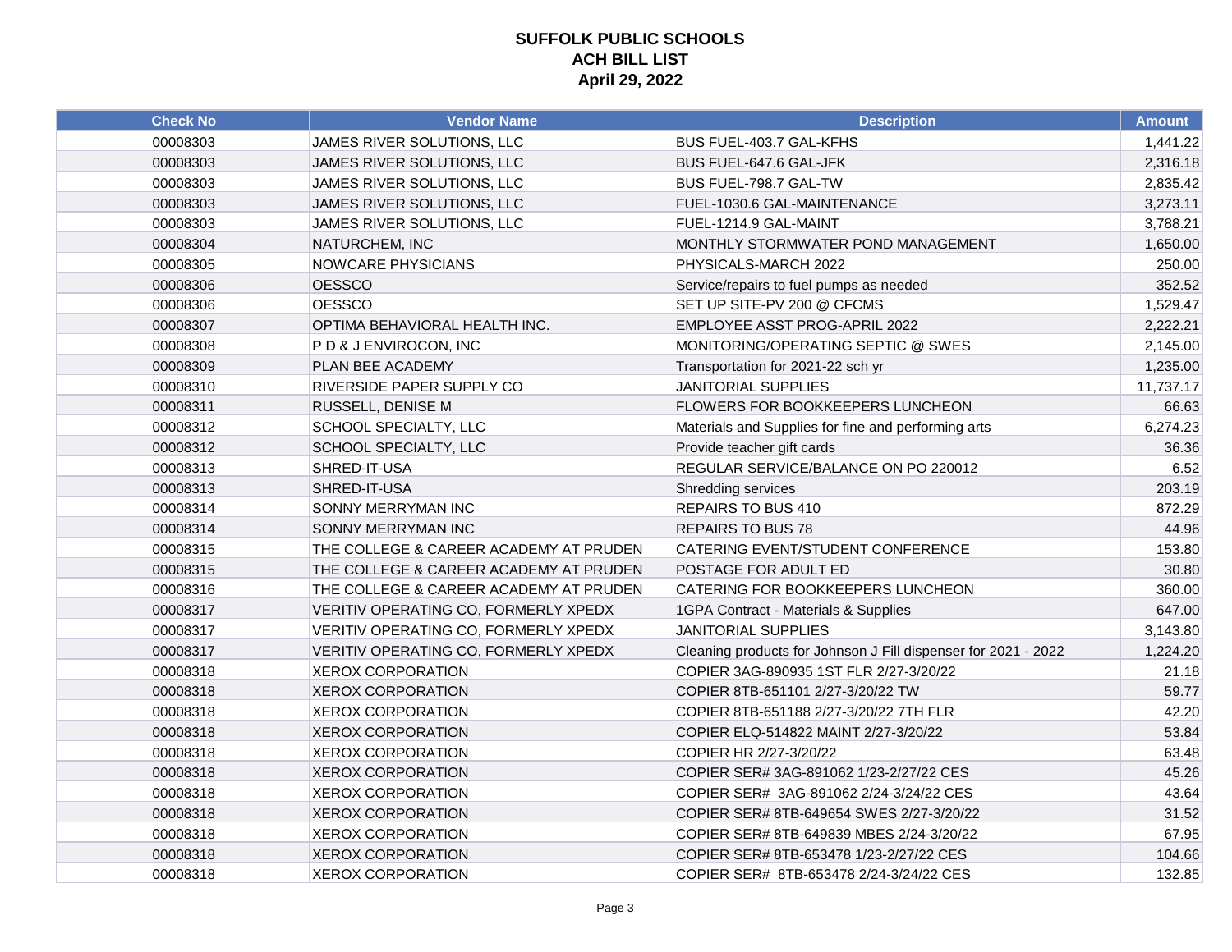# SUFFOLK PUBLIC SCHOOLS
## ACH BILL LIST
### April 29, 2022

| Check No | Vendor Name | Description | Amount |
|---|---|---|---|
| 00008303 | JAMES RIVER SOLUTIONS, LLC | BUS FUEL-403.7 GAL-KFHS | 1,441.22 |
| 00008303 | JAMES RIVER SOLUTIONS, LLC | BUS FUEL-647.6 GAL-JFK | 2,316.18 |
| 00008303 | JAMES RIVER SOLUTIONS, LLC | BUS FUEL-798.7 GAL-TW | 2,835.42 |
| 00008303 | JAMES RIVER SOLUTIONS, LLC | FUEL-1030.6 GAL-MAINTENANCE | 3,273.11 |
| 00008303 | JAMES RIVER SOLUTIONS, LLC | FUEL-1214.9 GAL-MAINT | 3,788.21 |
| 00008304 | NATURCHEM, INC | MONTHLY STORMWATER POND MANAGEMENT | 1,650.00 |
| 00008305 | NOWCARE PHYSICIANS | PHYSICALS-MARCH 2022 | 250.00 |
| 00008306 | OESSCO | Service/repairs to fuel pumps as needed | 352.52 |
| 00008306 | OESSCO | SET UP SITE-PV 200 @ CFCMS | 1,529.47 |
| 00008307 | OPTIMA BEHAVIORAL HEALTH INC. | EMPLOYEE ASST PROG-APRIL 2022 | 2,222.21 |
| 00008308 | P D & J ENVIROCON, INC | MONITORING/OPERATING SEPTIC @ SWES | 2,145.00 |
| 00008309 | PLAN BEE ACADEMY | Transportation for 2021-22 sch yr | 1,235.00 |
| 00008310 | RIVERSIDE PAPER SUPPLY CO | JANITORIAL SUPPLIES | 11,737.17 |
| 00008311 | RUSSELL, DENISE M | FLOWERS FOR BOOKKEEPERS LUNCHEON | 66.63 |
| 00008312 | SCHOOL SPECIALTY, LLC | Materials and Supplies for fine and performing arts | 6,274.23 |
| 00008312 | SCHOOL SPECIALTY, LLC | Provide teacher gift cards | 36.36 |
| 00008313 | SHRED-IT-USA | REGULAR SERVICE/BALANCE ON PO 220012 | 6.52 |
| 00008313 | SHRED-IT-USA | Shredding services | 203.19 |
| 00008314 | SONNY MERRYMAN INC | REPAIRS TO BUS 410 | 872.29 |
| 00008314 | SONNY MERRYMAN INC | REPAIRS TO BUS 78 | 44.96 |
| 00008315 | THE COLLEGE & CAREER ACADEMY AT PRUDEN | CATERING EVENT/STUDENT CONFERENCE | 153.80 |
| 00008315 | THE COLLEGE & CAREER ACADEMY AT PRUDEN | POSTAGE FOR ADULT ED | 30.80 |
| 00008316 | THE COLLEGE & CAREER ACADEMY AT PRUDEN | CATERING FOR BOOKKEEPERS LUNCHEON | 360.00 |
| 00008317 | VERITIV OPERATING CO, FORMERLY XPEDX | 1GPA Contract - Materials & Supplies | 647.00 |
| 00008317 | VERITIV OPERATING CO, FORMERLY XPEDX | JANITORIAL SUPPLIES | 3,143.80 |
| 00008317 | VERITIV OPERATING CO, FORMERLY XPEDX | Cleaning products for Johnson J Fill dispenser for 2021 - 2022 | 1,224.20 |
| 00008318 | XEROX CORPORATION | COPIER 3AG-890935 1ST FLR 2/27-3/20/22 | 21.18 |
| 00008318 | XEROX CORPORATION | COPIER 8TB-651101 2/27-3/20/22 TW | 59.77 |
| 00008318 | XEROX CORPORATION | COPIER 8TB-651188 2/27-3/20/22 7TH FLR | 42.20 |
| 00008318 | XEROX CORPORATION | COPIER ELQ-514822 MAINT 2/27-3/20/22 | 53.84 |
| 00008318 | XEROX CORPORATION | COPIER HR 2/27-3/20/22 | 63.48 |
| 00008318 | XEROX CORPORATION | COPIER SER# 3AG-891062 1/23-2/27/22 CES | 45.26 |
| 00008318 | XEROX CORPORATION | COPIER SER# 3AG-891062 2/24-3/24/22 CES | 43.64 |
| 00008318 | XEROX CORPORATION | COPIER SER# 8TB-649654 SWES 2/27-3/20/22 | 31.52 |
| 00008318 | XEROX CORPORATION | COPIER SER# 8TB-649839 MBES 2/24-3/20/22 | 67.95 |
| 00008318 | XEROX CORPORATION | COPIER SER# 8TB-653478 1/23-2/27/22 CES | 104.66 |
| 00008318 | XEROX CORPORATION | COPIER SER# 8TB-653478 2/24-3/24/22 CES | 132.85 |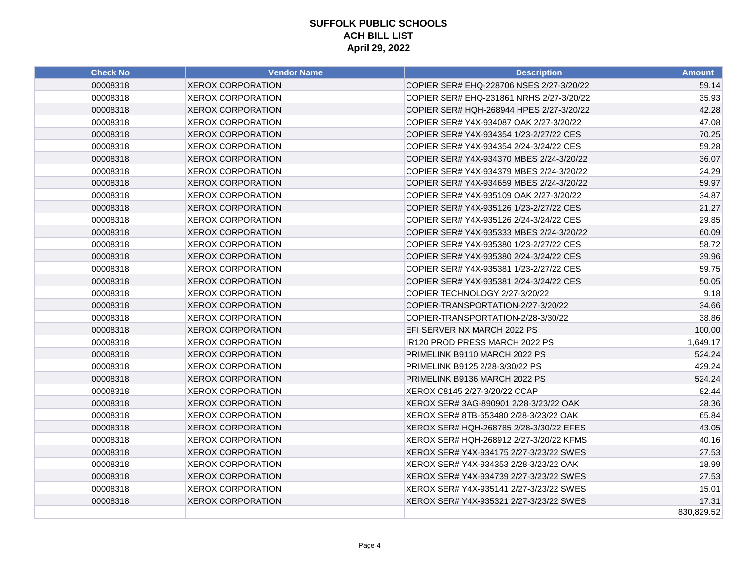**SUFFOLK PUBLIC SCHOOLS**
**ACH BILL LIST**
**April 29, 2022**

| Check No | Vendor Name | Description | Amount |
|---|---|---|---|
| 00008318 | XEROX CORPORATION | COPIER SER# EHQ-228706 NSES 2/27-3/20/22 | 59.14 |
| 00008318 | XEROX CORPORATION | COPIER SER# EHQ-231861 NRHS 2/27-3/20/22 | 35.93 |
| 00008318 | XEROX CORPORATION | COPIER SER# HQH-268944 HPES 2/27-3/20/22 | 42.28 |
| 00008318 | XEROX CORPORATION | COPIER SER# Y4X-934087 OAK 2/27-3/20/22 | 47.08 |
| 00008318 | XEROX CORPORATION | COPIER SER# Y4X-934354 1/23-2/27/22 CES | 70.25 |
| 00008318 | XEROX CORPORATION | COPIER SER# Y4X-934354 2/24-3/24/22 CES | 59.28 |
| 00008318 | XEROX CORPORATION | COPIER SER# Y4X-934370 MBES 2/24-3/20/22 | 36.07 |
| 00008318 | XEROX CORPORATION | COPIER SER# Y4X-934379 MBES 2/24-3/20/22 | 24.29 |
| 00008318 | XEROX CORPORATION | COPIER SER# Y4X-934659 MBES 2/24-3/20/22 | 59.97 |
| 00008318 | XEROX CORPORATION | COPIER SER# Y4X-935109 OAK 2/27-3/20/22 | 34.87 |
| 00008318 | XEROX CORPORATION | COPIER SER# Y4X-935126 1/23-2/27/22 CES | 21.27 |
| 00008318 | XEROX CORPORATION | COPIER SER# Y4X-935126 2/24-3/24/22 CES | 29.85 |
| 00008318 | XEROX CORPORATION | COPIER SER# Y4X-935333 MBES 2/24-3/20/22 | 60.09 |
| 00008318 | XEROX CORPORATION | COPIER SER# Y4X-935380 1/23-2/27/22 CES | 58.72 |
| 00008318 | XEROX CORPORATION | COPIER SER# Y4X-935380 2/24-3/24/22 CES | 39.96 |
| 00008318 | XEROX CORPORATION | COPIER SER# Y4X-935381 1/23-2/27/22 CES | 59.75 |
| 00008318 | XEROX CORPORATION | COPIER SER# Y4X-935381 2/24-3/24/22 CES | 50.05 |
| 00008318 | XEROX CORPORATION | COPIER TECHNOLOGY 2/27-3/20/22 | 9.18 |
| 00008318 | XEROX CORPORATION | COPIER-TRANSPORTATION-2/27-3/20/22 | 34.66 |
| 00008318 | XEROX CORPORATION | COPIER-TRANSPORTATION-2/28-3/30/22 | 38.86 |
| 00008318 | XEROX CORPORATION | EFI SERVER NX MARCH 2022 PS | 100.00 |
| 00008318 | XEROX CORPORATION | IR120 PROD PRESS MARCH 2022 PS | 1,649.17 |
| 00008318 | XEROX CORPORATION | PRIMELINK B9110 MARCH 2022 PS | 524.24 |
| 00008318 | XEROX CORPORATION | PRIMELINK B9125 2/28-3/30/22 PS | 429.24 |
| 00008318 | XEROX CORPORATION | PRIMELINK B9136 MARCH 2022 PS | 524.24 |
| 00008318 | XEROX CORPORATION | XEROX C8145 2/27-3/20/22 CCAP | 82.44 |
| 00008318 | XEROX CORPORATION | XEROX SER# 3AG-890901 2/28-3/23/22 OAK | 28.36 |
| 00008318 | XEROX CORPORATION | XEROX SER# 8TB-653480 2/28-3/23/22 OAK | 65.84 |
| 00008318 | XEROX CORPORATION | XEROX SER# HQH-268785 2/28-3/30/22 EFES | 43.05 |
| 00008318 | XEROX CORPORATION | XEROX SER# HQH-268912 2/27-3/20/22 KFMS | 40.16 |
| 00008318 | XEROX CORPORATION | XEROX SER# Y4X-934175 2/27-3/23/22 SWES | 27.53 |
| 00008318 | XEROX CORPORATION | XEROX SER# Y4X-934353 2/28-3/23/22 OAK | 18.99 |
| 00008318 | XEROX CORPORATION | XEROX SER# Y4X-934739 2/27-3/23/22 SWES | 27.53 |
| 00008318 | XEROX CORPORATION | XEROX SER# Y4X-935141 2/27-3/23/22 SWES | 15.01 |
| 00008318 | XEROX CORPORATION | XEROX SER# Y4X-935321 2/27-3/23/22 SWES | 17.31 |
| | | | 830,829.52 |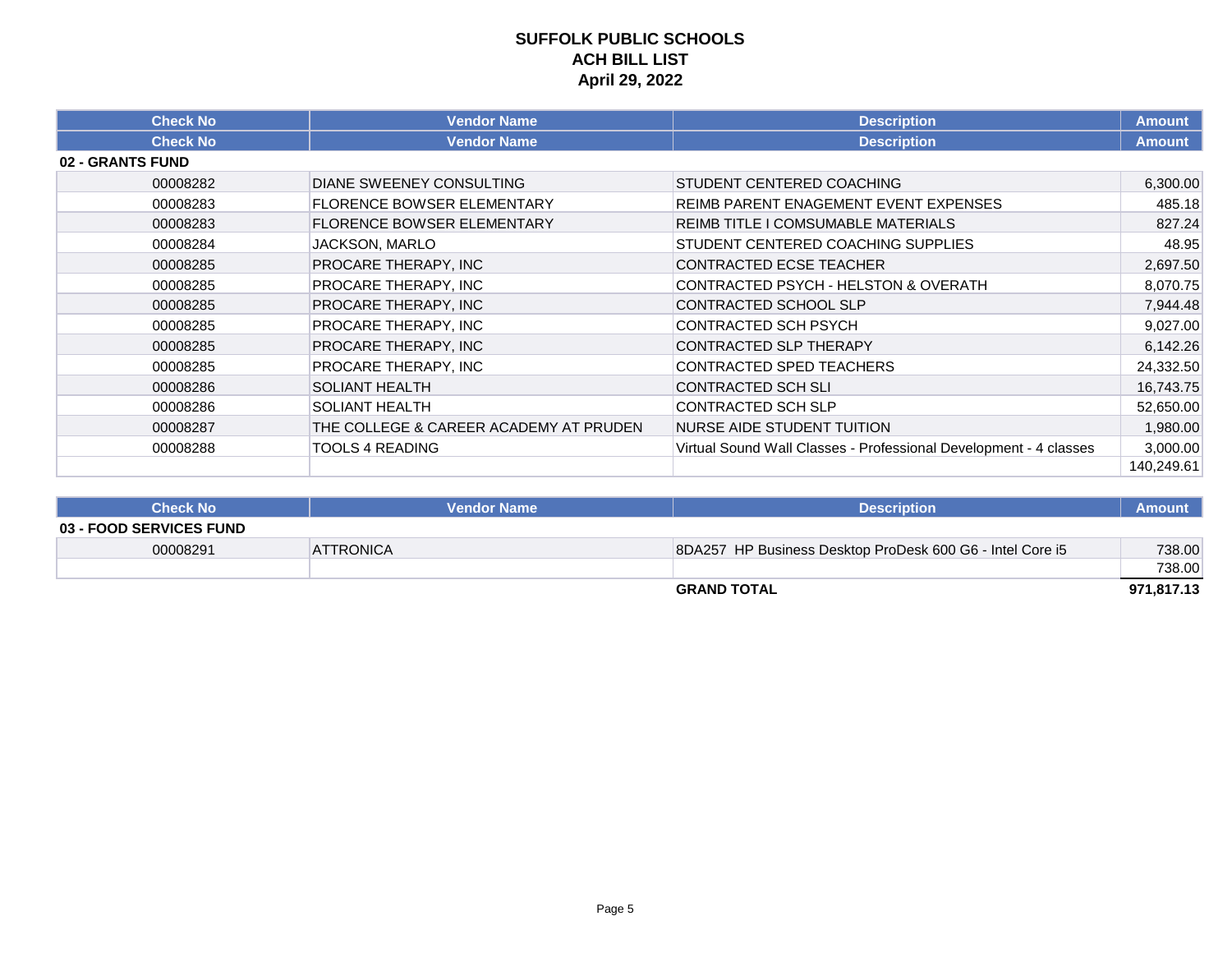# SUFFOLK PUBLIC SCHOOLS
## ACH BILL LIST
### April 29, 2022

| Check No | Vendor Name | Description | Amount |
|---|---|---|---|
| **Check No** | **Vendor Name** | **Description** | **Amount** |
| **02 - GRANTS FUND** | | | |
| 00008282 | DIANE SWEENEY CONSULTING | STUDENT CENTERED COACHING | 6,300.00 |
| 00008283 | FLORENCE BOWSER ELEMENTARY | REIMB PARENT ENAGEMENT EVENT EXPENSES | 485.18 |
| 00008283 | FLORENCE BOWSER ELEMENTARY | REIMB TITLE I COMSUMABLE MATERIALS | 827.24 |
| 00008284 | JACKSON, MARLO | STUDENT CENTERED COACHING SUPPLIES | 48.95 |
| 00008285 | PROCARE THERAPY, INC | CONTRACTED ECSE TEACHER | 2,697.50 |
| 00008285 | PROCARE THERAPY, INC | CONTRACTED PSYCH - HELSTON & OVERATH | 8,070.75 |
| 00008285 | PROCARE THERAPY, INC | CONTRACTED SCHOOL SLP | 7,944.48 |
| 00008285 | PROCARE THERAPY, INC | CONTRACTED SCH PSYCH | 9,027.00 |
| 00008285 | PROCARE THERAPY, INC | CONTRACTED SLP THERAPY | 6,142.26 |
| 00008285 | PROCARE THERAPY, INC | CONTRACTED SPED TEACHERS | 24,332.50 |
| 00008286 | SOLIANT HEALTH | CONTRACTED SCH SLI | 16,743.75 |
| 00008286 | SOLIANT HEALTH | CONTRACTED SCH SLP | 52,650.00 |
| 00008287 | THE COLLEGE & CAREER ACADEMY AT PRUDEN | NURSE AIDE STUDENT TUITION | 1,980.00 |
| 00008288 | TOOLS 4 READING | Virtual Sound Wall Classes - Professional Development - 4 classes | 3,000.00 |
| | | | 140,249.61 |

| Check No | Vendor Name | Description | Amount |
|---|---|---|---|
| **03 - FOOD SERVICES FUND** | | | |
| 00008291 | ATTRONICA | 8DA257 HP Business Desktop ProDesk 600 G6 - Intel Core i5 | 738.00 |
| | | | 738.00 |
| | | **GRAND TOTAL** | **971,817.13** |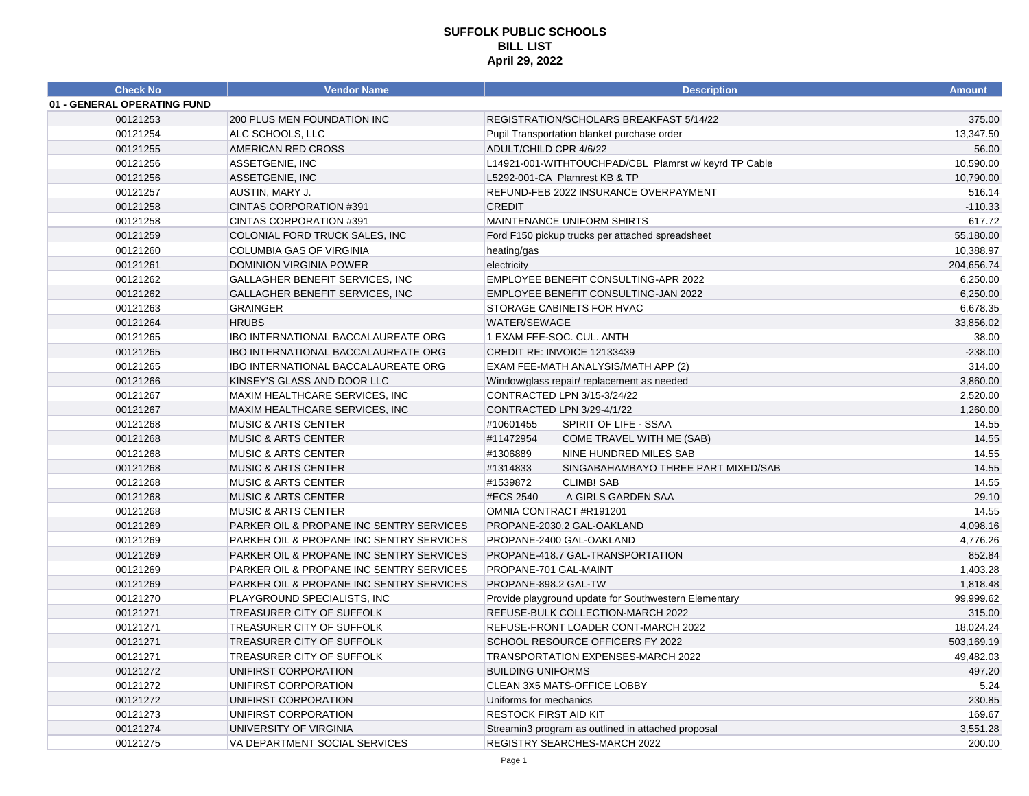**SUFFOLK PUBLIC SCHOOLS**
**BILL LIST**
**April 29, 2022**

| Check No | Vendor Name | Description | Amount |
|---|---|---|---|
| **01 - GENERAL OPERATING FUND** | | | |
| 00121253 | 200 PLUS MEN FOUNDATION INC | REGISTRATION/SCHOLARS BREAKFAST 5/14/22 | 375.00 |
| 00121254 | ALC SCHOOLS, LLC | Pupil Transportation blanket purchase order | 13,347.50 |
| 00121255 | AMERICAN RED CROSS | ADULT/CHILD CPR 4/6/22 | 56.00 |
| 00121256 | ASSETGENIE, INC | L14921-001-WITHTOUCHPAD/CBL Plamrst w/ keyrd TP Cable | 10,590.00 |
| 00121256 | ASSETGENIE, INC | L5292-001-CA Plamrest KB & TP | 10,790.00 |
| 00121257 | AUSTIN, MARY J. | REFUND-FEB 2022 INSURANCE OVERPAYMENT | 516.14 |
| 00121258 | CINTAS CORPORATION #391 | CREDIT | -110.33 |
| 00121258 | CINTAS CORPORATION #391 | MAINTENANCE UNIFORM SHIRTS | 617.72 |
| 00121259 | COLONIAL FORD TRUCK SALES, INC | Ford F150 pickup trucks per attached spreadsheet | 55,180.00 |
| 00121260 | COLUMBIA GAS OF VIRGINIA | heating/gas | 10,388.97 |
| 00121261 | DOMINION VIRGINIA POWER | electricity | 204,656.74 |
| 00121262 | GALLAGHER BENEFIT SERVICES, INC | EMPLOYEE BENEFIT CONSULTING-APR 2022 | 6,250.00 |
| 00121262 | GALLAGHER BENEFIT SERVICES, INC | EMPLOYEE BENEFIT CONSULTING-JAN 2022 | 6,250.00 |
| 00121263 | GRAINGER | STORAGE CABINETS FOR HVAC | 6,678.35 |
| 00121264 | HRUBS | WATER/SEWAGE | 33,856.02 |
| 00121265 | IBO INTERNATIONAL BACCALAUREATE ORG | 1 EXAM FEE-SOC. CUL. ANTH | 38.00 |
| 00121265 | IBO INTERNATIONAL BACCALAUREATE ORG | CREDIT RE: INVOICE 12133439 | -238.00 |
| 00121265 | IBO INTERNATIONAL BACCALAUREATE ORG | EXAM FEE-MATH ANALYSIS/MATH APP (2) | 314.00 |
| 00121266 | KINSEY'S GLASS AND DOOR LLC | Window/glass repair/ replacement as needed | 3,860.00 |
| 00121267 | MAXIM HEALTHCARE SERVICES, INC | CONTRACTED LPN 3/15-3/24/22 | 2,520.00 |
| 00121267 | MAXIM HEALTHCARE SERVICES, INC | CONTRACTED LPN 3/29-4/1/22 | 1,260.00 |
| 00121268 | MUSIC & ARTS CENTER | #10601455 SPIRIT OF LIFE - SSAA | 14.55 |
| 00121268 | MUSIC & ARTS CENTER | #11472954 COME TRAVEL WITH ME (SAB) | 14.55 |
| 00121268 | MUSIC & ARTS CENTER | #1306889 NINE HUNDRED MILES SAB | 14.55 |
| 00121268 | MUSIC & ARTS CENTER | #1314833 SINGABAHAMBAYO THREE PART MIXED/SAB | 14.55 |
| 00121268 | MUSIC & ARTS CENTER | #1539872 CLIMB! SAB | 14.55 |
| 00121268 | MUSIC & ARTS CENTER | #ECS 2540 A GIRLS GARDEN SAA | 29.10 |
| 00121268 | MUSIC & ARTS CENTER | OMNIA CONTRACT #R191201 | 14.55 |
| 00121269 | PARKER OIL & PROPANE INC SENTRY SERVICES | PROPANE-2030.2 GAL-OAKLAND | 4,098.16 |
| 00121269 | PARKER OIL & PROPANE INC SENTRY SERVICES | PROPANE-2400 GAL-OAKLAND | 4,776.26 |
| 00121269 | PARKER OIL & PROPANE INC SENTRY SERVICES | PROPANE-418.7 GAL-TRANSPORTATION | 852.84 |
| 00121269 | PARKER OIL & PROPANE INC SENTRY SERVICES | PROPANE-701 GAL-MAINT | 1,403.28 |
| 00121269 | PARKER OIL & PROPANE INC SENTRY SERVICES | PROPANE-898.2 GAL-TW | 1,818.48 |
| 00121270 | PLAYGROUND SPECIALISTS, INC | Provide playground update for Southwestern Elementary | 99,999.62 |
| 00121271 | TREASURER CITY OF SUFFOLK | REFUSE-BULK COLLECTION-MARCH 2022 | 315.00 |
| 00121271 | TREASURER CITY OF SUFFOLK | REFUSE-FRONT LOADER CONT-MARCH 2022 | 18,024.24 |
| 00121271 | TREASURER CITY OF SUFFOLK | SCHOOL RESOURCE OFFICERS FY 2022 | 503,169.19 |
| 00121271 | TREASURER CITY OF SUFFOLK | TRANSPORTATION EXPENSES-MARCH 2022 | 49,482.03 |
| 00121272 | UNIFIRST CORPORATION | BUILDING UNIFORMS | 497.20 |
| 00121272 | UNIFIRST CORPORATION | CLEAN 3X5 MATS-OFFICE LOBBY | 5.24 |
| 00121272 | UNIFIRST CORPORATION | Uniforms for mechanics | 230.85 |
| 00121273 | UNIFIRST CORPORATION | RESTOCK FIRST AID KIT | 169.67 |
| 00121274 | UNIVERSITY OF VIRGINIA | Streamin3 program as outlined in attached proposal | 3,551.28 |
| 00121275 | VA DEPARTMENT SOCIAL SERVICES | REGISTRY SEARCHES-MARCH 2022 | 200.00 |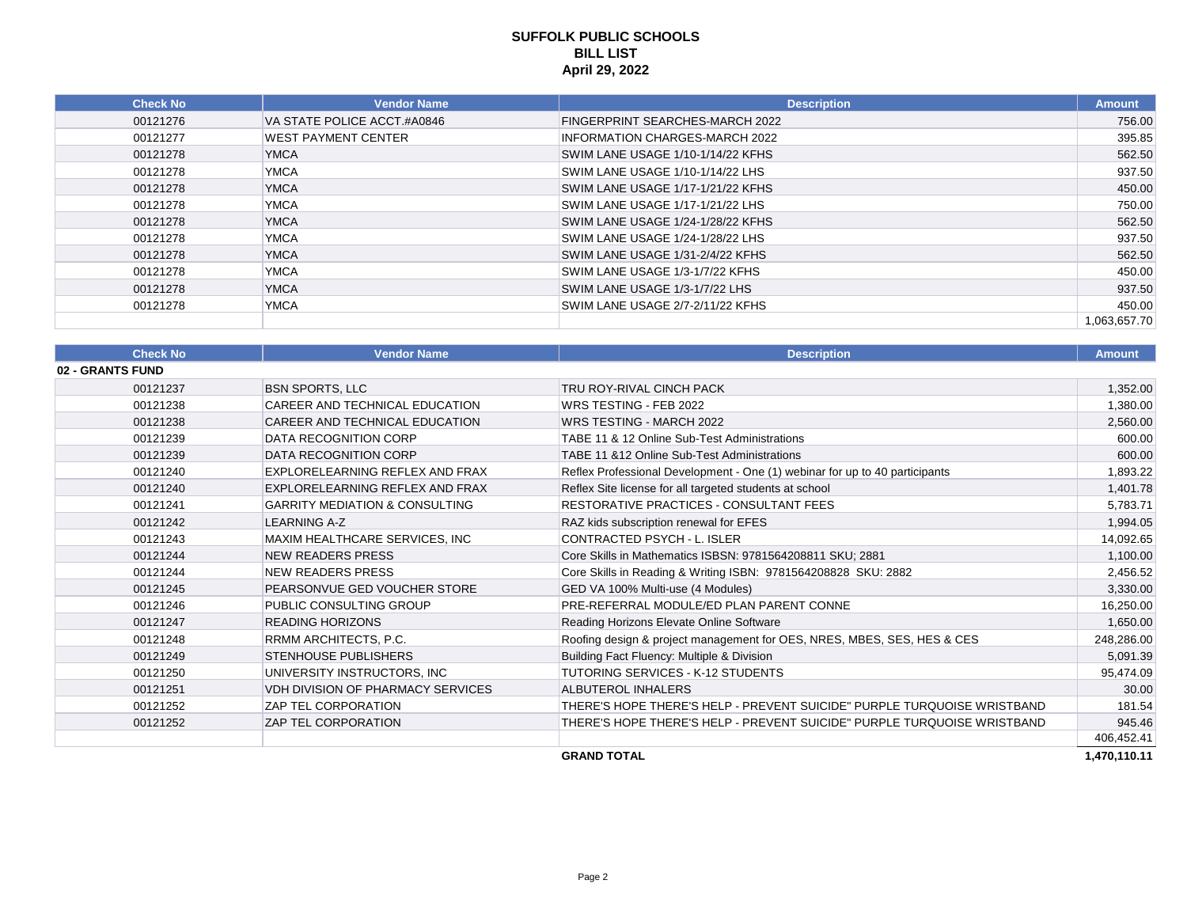# SUFFOLK PUBLIC SCHOOLS
## BILL LIST
## April 29, 2022

| Check No | Vendor Name | Description | Amount |
|---|---|---|---|
| 00121276 | VA STATE POLICE ACCT.#A0846 | FINGERPRINT SEARCHES-MARCH 2022 | 756.00 |
| 00121277 | WEST PAYMENT CENTER | INFORMATION CHARGES-MARCH 2022 | 395.85 |
| 00121278 | YMCA | SWIM LANE USAGE 1/10-1/14/22 KFHS | 562.50 |
| 00121278 | YMCA | SWIM LANE USAGE 1/10-1/14/22 LHS | 937.50 |
| 00121278 | YMCA | SWIM LANE USAGE 1/17-1/21/22 KFHS | 450.00 |
| 00121278 | YMCA | SWIM LANE USAGE 1/17-1/21/22 LHS | 750.00 |
| 00121278 | YMCA | SWIM LANE USAGE 1/24-1/28/22 KFHS | 562.50 |
| 00121278 | YMCA | SWIM LANE USAGE 1/24-1/28/22 LHS | 937.50 |
| 00121278 | YMCA | SWIM LANE USAGE 1/31-2/4/22 KFHS | 562.50 |
| 00121278 | YMCA | SWIM LANE USAGE 1/3-1/7/22 KFHS | 450.00 |
| 00121278 | YMCA | SWIM LANE USAGE 1/3-1/7/22 LHS | 937.50 |
| 00121278 | YMCA | SWIM LANE USAGE 2/7-2/11/22 KFHS | 450.00 |
| | | | 1,063,657.70 |

| Check No | Vendor Name | Description | Amount |
|---|---|---|---|
| **02 - GRANTS FUND** | | | |
| 00121237 | BSN SPORTS, LLC | TRU ROY-RIVAL CINCH PACK | 1,352.00 |
| 00121238 | CAREER AND TECHNICAL EDUCATION | WRS TESTING - FEB 2022 | 1,380.00 |
| 00121238 | CAREER AND TECHNICAL EDUCATION | WRS TESTING - MARCH 2022 | 2,560.00 |
| 00121239 | DATA RECOGNITION CORP | TABE 11 & 12 Online Sub-Test Administrations | 600.00 |
| 00121239 | DATA RECOGNITION CORP | TABE 11 &12 Online Sub-Test Administrations | 600.00 |
| 00121240 | EXPLORELEARNING REFLEX AND FRAX | Reflex Professional Development - One (1) webinar for up to 40 participants | 1,893.22 |
| 00121240 | EXPLORELEARNING REFLEX AND FRAX | Reflex Site license for all targeted students at school | 1,401.78 |
| 00121241 | GARRITY MEDIATION & CONSULTING | RESTORATIVE PRACTICES - CONSULTANT FEES | 5,783.71 |
| 00121242 | LEARNING A-Z | RAZ kids subscription renewal for EFES | 1,994.05 |
| 00121243 | MAXIM HEALTHCARE SERVICES, INC | CONTRACTED PSYCH - L. ISLER | 14,092.65 |
| 00121244 | NEW READERS PRESS | Core Skills in Mathematics ISBSN: 9781564208811 SKU; 2881 | 1,100.00 |
| 00121244 | NEW READERS PRESS | Core Skills in Reading & Writing ISBN: 9781564208828 SKU: 2882 | 2,456.52 |
| 00121245 | PEARSONVUE GED VOUCHER STORE | GED VA 100% Multi-use (4 Modules) | 3,330.00 |
| 00121246 | PUBLIC CONSULTING GROUP | PRE-REFERRAL MODULE/ED PLAN PARENT CONNE | 16,250.00 |
| 00121247 | READING HORIZONS | Reading Horizons Elevate Online Software | 1,650.00 |
| 00121248 | RRMM ARCHITECTS, P.C. | Roofing design & project management for OES, NRES, MBES, SES, HES & CES | 248,286.00 |
| 00121249 | STENHOUSE PUBLISHERS | Building Fact Fluency: Multiple & Division | 5,091.39 |
| 00121250 | UNIVERSITY INSTRUCTORS, INC | TUTORING SERVICES - K-12 STUDENTS | 95,474.09 |
| 00121251 | VDH DIVISION OF PHARMACY SERVICES | ALBUTEROL INHALERS | 30.00 |
| 00121252 | ZAP TEL CORPORATION | THERE'S HOPE THERE'S HELP - PREVENT SUICIDE" PURPLE TURQUOISE WRISTBAND | 181.54 |
| 00121252 | ZAP TEL CORPORATION | THERE'S HOPE THERE'S HELP - PREVENT SUICIDE" PURPLE TURQUOISE WRISTBAND | 945.46 |
| | | | 406,452.41 |
| | | **GRAND TOTAL** | **1,470,110.11** |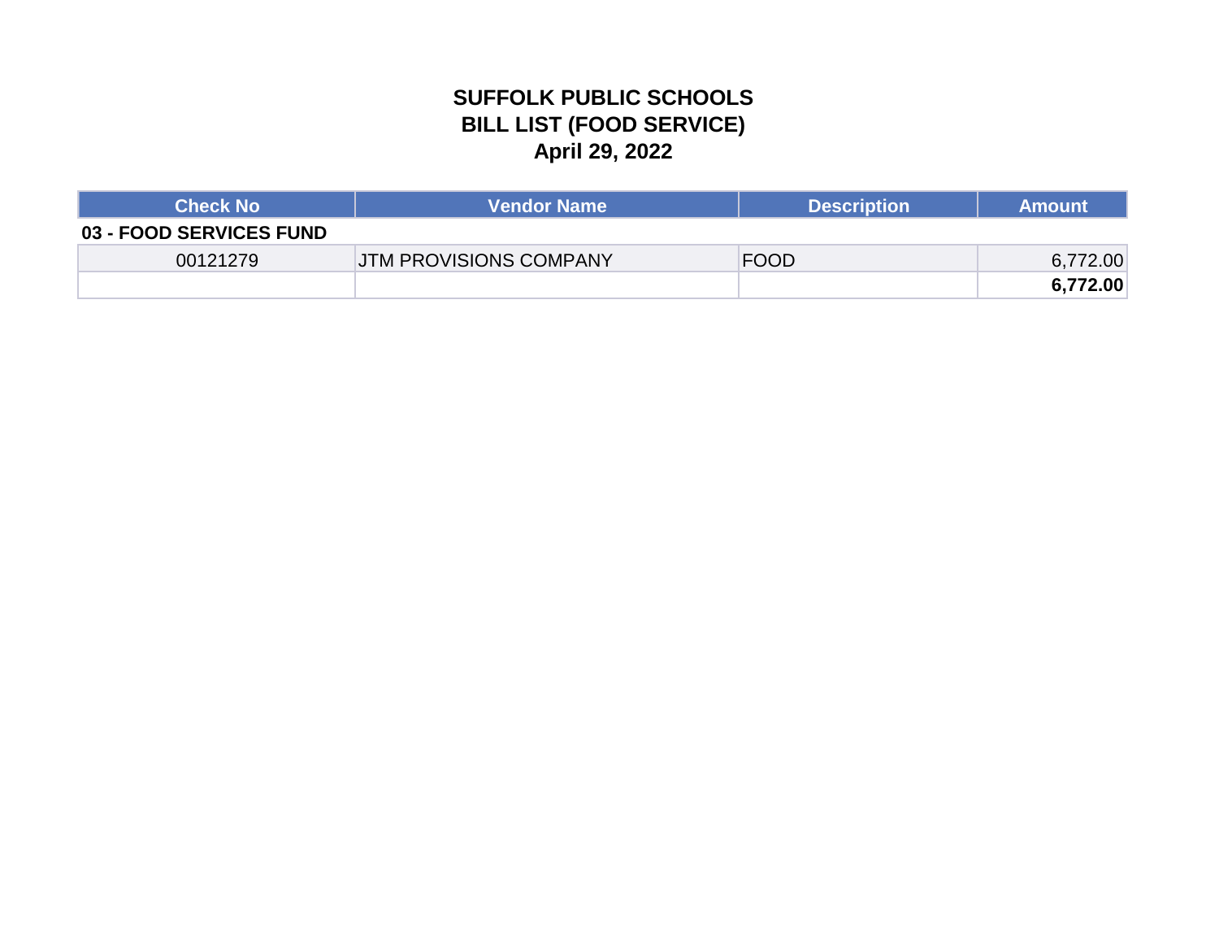# SUFFOLK PUBLIC SCHOOLS
## BILL LIST (FOOD SERVICE)
## April 29, 2022

| Check No | Vendor Name | Description | Amount |
|---|---|---|---|
| **03 - FOOD SERVICES FUND** | | | |
| 00121279 | JTM PROVISIONS COMPANY | FOOD | 6,772.00 |
| | | | **6,772.00** |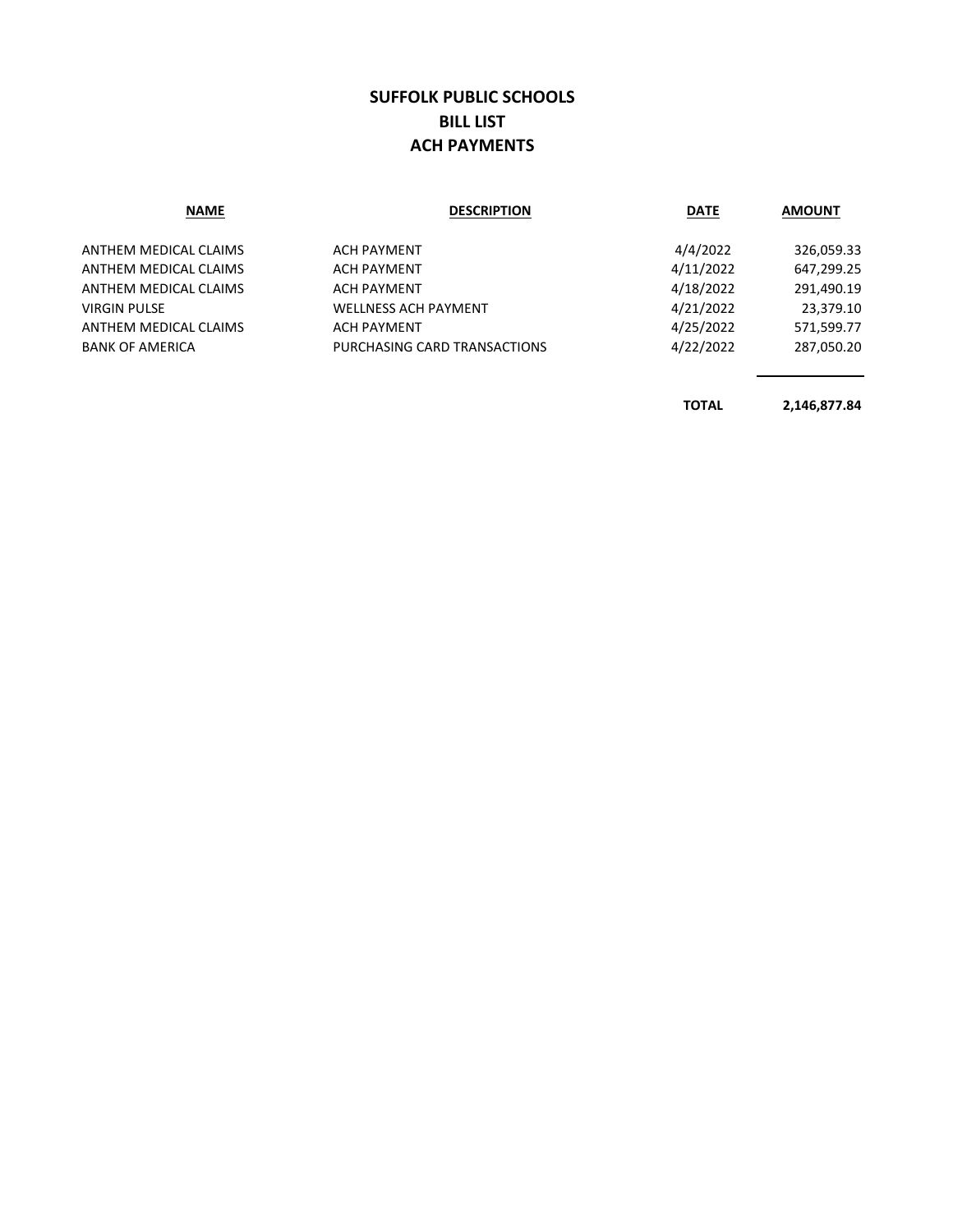# SUFFOLK PUBLIC SCHOOLS
## BILL LIST
## ACH PAYMENTS

| NAME | DESCRIPTION | DATE | AMOUNT |
|---|---|---|---|
| ANTHEM MEDICAL CLAIMS | ACH PAYMENT | 4/4/2022 | 326,059.33 |
| ANTHEM MEDICAL CLAIMS | ACH PAYMENT | 4/11/2022 | 647,299.25 |
| ANTHEM MEDICAL CLAIMS | ACH PAYMENT | 4/18/2022 | 291,490.19 |
| VIRGIN PULSE | WELLNESS ACH PAYMENT | 4/21/2022 | 23,379.10 |
| ANTHEM MEDICAL CLAIMS | ACH PAYMENT | 4/25/2022 | 571,599.77 |
| BANK OF AMERICA | PURCHASING CARD TRANSACTIONS | 4/22/2022 | 287,050.20 |
| | | **TOTAL** | **2,146,877.84** |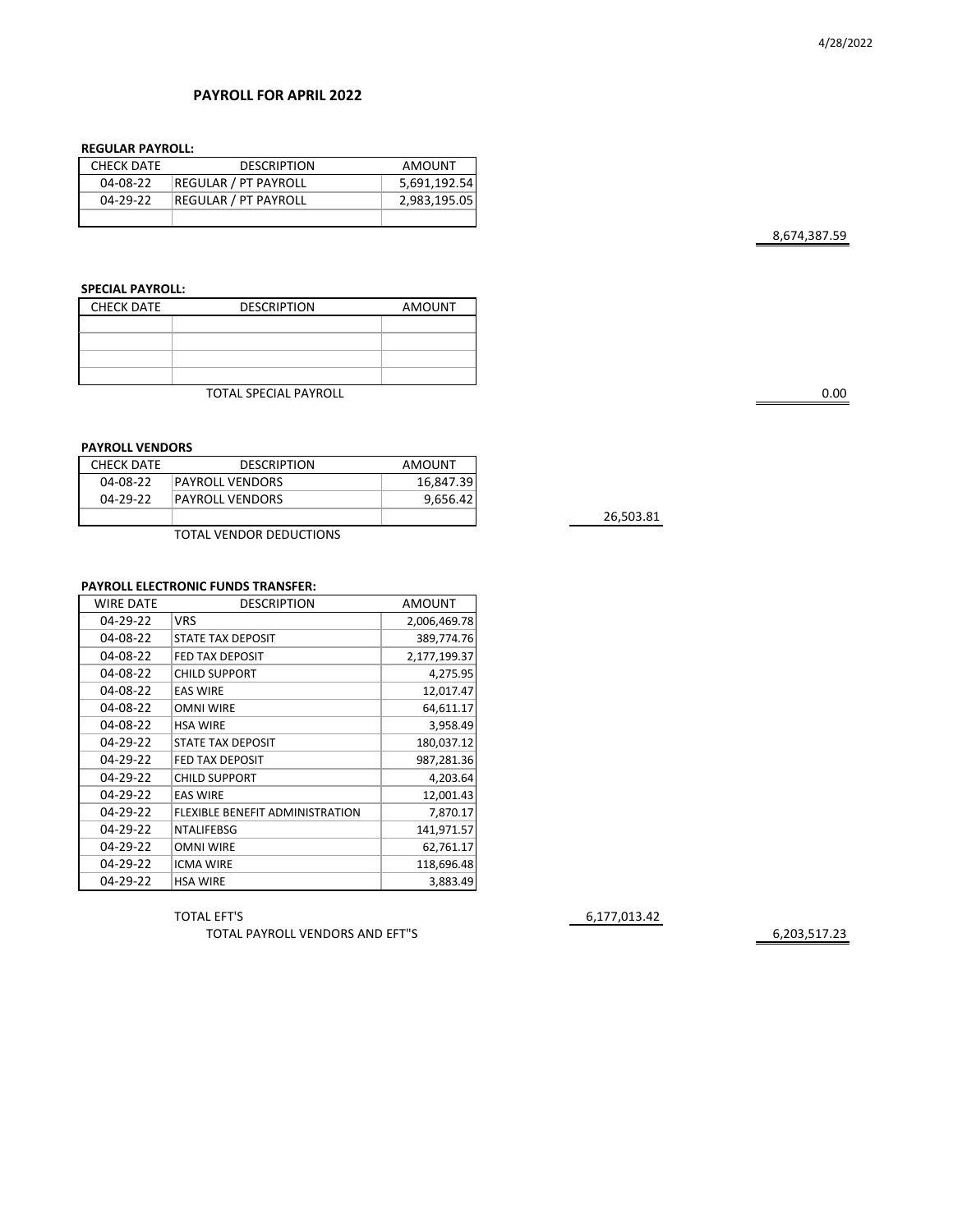4/28/2022

# PAYROLL FOR APRIL 2022

**REGULAR PAYROLL:**

| CHECK DATE | DESCRIPTION | AMOUNT |
|---|---|---|
| 04-08-22 | REGULAR / PT PAYROLL | 5,691,192.54 |
| 04-29-22 | REGULAR / PT PAYROLL | 2,983,195.05 |
| | | |

8,674,387.59

**SPECIAL PAYROLL:**

| CHECK DATE | DESCRIPTION | AMOUNT |
|---|---|---|
| | | |
| | | |
| | | |
| | | |

TOTAL SPECIAL PAYROLL 0.00

**PAYROLL VENDORS**

| CHECK DATE | DESCRIPTION | AMOUNT |
|---|---|---|
| 04-08-22 | PAYROLL VENDORS | 16,847.39 |
| 04-29-22 | PAYROLL VENDORS | 9,656.42 |
| | | |

TOTAL VENDOR DEDUCTIONS 26,503.81

**PAYROLL ELECTRONIC FUNDS TRANSFER:**

| WIRE DATE | DESCRIPTION | AMOUNT |
|---|---|---|
| 04-29-22 | VRS | 2,006,469.78 |
| 04-08-22 | STATE TAX DEPOSIT | 389,774.76 |
| 04-08-22 | FED TAX DEPOSIT | 2,177,199.37 |
| 04-08-22 | CHILD SUPPORT | 4,275.95 |
| 04-08-22 | EAS WIRE | 12,017.47 |
| 04-08-22 | OMNI WIRE | 64,611.17 |
| 04-08-22 | HSA WIRE | 3,958.49 |
| 04-29-22 | STATE TAX DEPOSIT | 180,037.12 |
| 04-29-22 | FED TAX DEPOSIT | 987,281.36 |
| 04-29-22 | CHILD SUPPORT | 4,203.64 |
| 04-29-22 | EAS WIRE | 12,001.43 |
| 04-29-22 | FLEXIBLE BENEFIT ADMINISTRATION | 7,870.17 |
| 04-29-22 | NTALIFEBSG | 141,971.57 |
| 04-29-22 | OMNI WIRE | 62,761.17 |
| 04-29-22 | ICMA WIRE | 118,696.48 |
| 04-29-22 | HSA WIRE | 3,883.49 |

TOTAL EFT'S 6,177,013.42

TOTAL PAYROLL VENDORS AND EFT"S 6,203,517.23